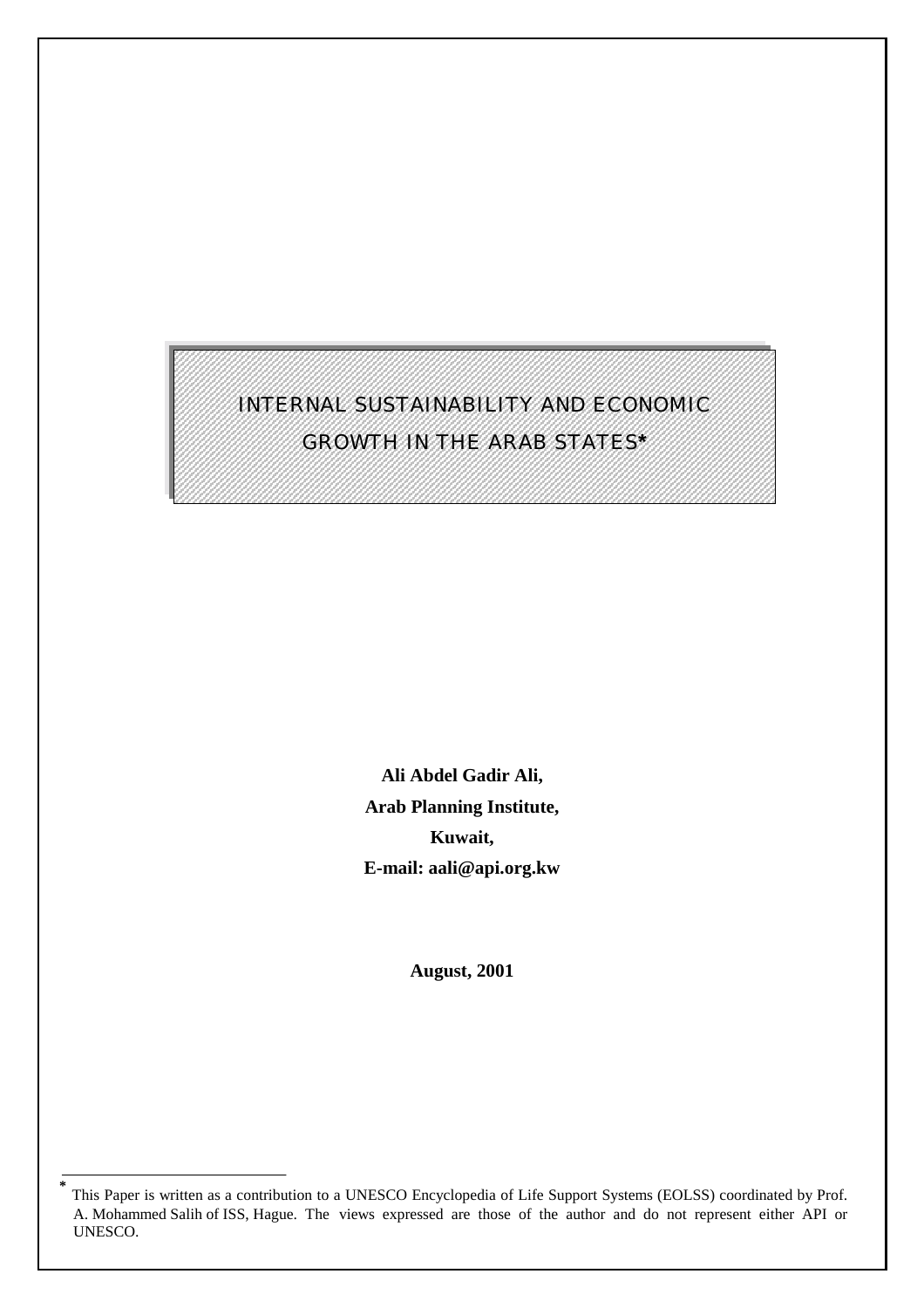# INTERNAL SUSTAINABILITY AND ECONOMIC GROWTH IN THE ARAB STATES*

**Ali Abdel Gadir Ali,**

**Arab Planning Institute,**

**Kuwait,**

**E-mail: aali@api.org.kw**

**August, 2001**

---

* This Paper is written as a contribution to a UNESCO Encyclopedia of Life Support Systems (EOLSS) coordinated by Prof. A. Mohammed Salih of ISS, Hague. The views expressed are those of the author and do not represent either API or UNESCO.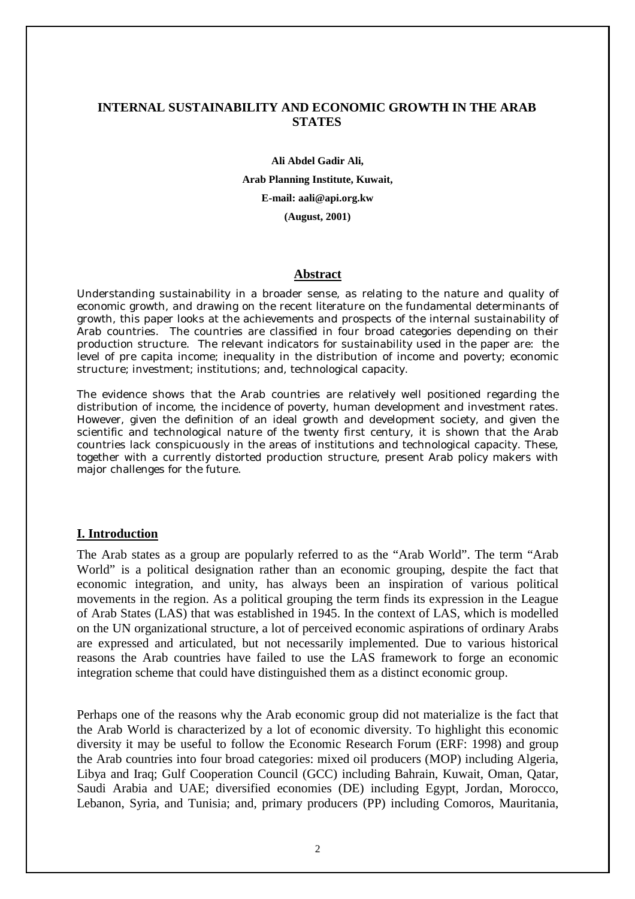## INTERNAL SUSTAINABILITY AND ECONOMIC GROWTH IN THE ARAB STATES

**Ali Abdel Gadir Ali,**

**Arab Planning Institute, Kuwait,**

**E-mail: aali@api.org.kw**

**(August, 2001)**

### Abstract

Understanding sustainability in a broader sense, as relating to the nature and quality of economic growth, and drawing on the recent literature on the fundamental determinants of growth, this paper looks at the achievements and prospects of the internal sustainability of Arab countries. The countries are classified in four broad categories depending on their production structure. The relevant indicators for sustainability used in the paper are: the level of pre capita income; inequality in the distribution of income and poverty; economic structure; investment; institutions; and, technological capacity.

The evidence shows that the Arab countries are relatively well positioned regarding the distribution of income, the incidence of poverty, human development and investment rates. However, given the definition of an ideal growth and development society, and given the scientific and technological nature of the twenty first century, it is shown that the Arab countries lack conspicuously in the areas of institutions and technological capacity. These, together with a currently distorted production structure, present Arab policy makers with major challenges for the future.

## I. Introduction

The Arab states as a group are popularly referred to as the "Arab World". The term "Arab World" is a political designation rather than an economic grouping, despite the fact that economic integration, and unity, has always been an inspiration of various political movements in the region. As a political grouping the term finds its expression in the League of Arab States (LAS) that was established in 1945. In the context of LAS, which is modelled on the UN organizational structure, a lot of perceived economic aspirations of ordinary Arabs are expressed and articulated, but not necessarily implemented. Due to various historical reasons the Arab countries have failed to use the LAS framework to forge an economic integration scheme that could have distinguished them as a distinct economic group.

Perhaps one of the reasons why the Arab economic group did not materialize is the fact that the Arab World is characterized by a lot of economic diversity. To highlight this economic diversity it may be useful to follow the Economic Research Forum (ERF: 1998) and group the Arab countries into four broad categories: mixed oil producers (MOP) including Algeria, Libya and Iraq; Gulf Cooperation Council (GCC) including Bahrain, Kuwait, Oman, Qatar, Saudi Arabia and UAE; diversified economies (DE) including Egypt, Jordan, Morocco, Lebanon, Syria, and Tunisia; and, primary producers (PP) including Comoros, Mauritania,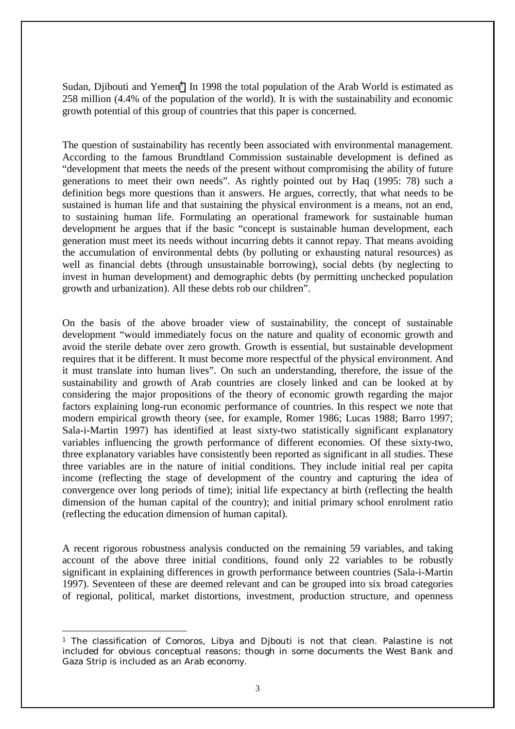Sudan, Djibouti and Yemen[1]. In 1998 the total population of the Arab World is estimated as 258 million (4.4% of the population of the world). It is with the sustainability and economic growth potential of this group of countries that this paper is concerned.

The question of sustainability has recently been associated with environmental management. According to the famous Brundtland Commission sustainable development is defined as "development that meets the needs of the present without compromising the ability of future generations to meet their own needs". As rightly pointed out by Haq (1995: 78) such a definition begs more questions than it answers. He argues, correctly, that what needs to be sustained is human life and that sustaining the physical environment is a means, not an end, to sustaining human life. Formulating an operational framework for sustainable human development he argues that if the basic "concept is sustainable human development, each generation must meet its needs without incurring debts it cannot repay. That means avoiding the accumulation of environmental debts (by polluting or exhausting natural resources) as well as financial debts (through unsustainable borrowing), social debts (by neglecting to invest in human development) and demographic debts (by permitting unchecked population growth and urbanization). All these debts rob our children".

On the basis of the above broader view of sustainability, the concept of sustainable development "would immediately focus on the nature and quality of economic growth and avoid the sterile debate over zero growth. Growth is essential, but sustainable development requires that it be different. It must become more respectful of the physical environment. And it must translate into human lives". On such an understanding, therefore, the issue of the sustainability and growth of Arab countries are closely linked and can be looked at by considering the major propositions of the theory of economic growth regarding the major factors explaining long-run economic performance of countries. In this respect we note that modern empirical growth theory (see, for example, Romer 1986; Lucas 1988; Barro 1997; Sala-i-Martin 1997) has identified at least sixty-two statistically significant explanatory variables influencing the growth performance of different economies. Of these sixty-two, three explanatory variables have consistently been reported as significant in all studies. These three variables are in the nature of initial conditions. They include initial real per capita income (reflecting the stage of development of the country and capturing the idea of convergence over long periods of time); initial life expectancy at birth (reflecting the health dimension of the human capital of the country); and initial primary school enrolment ratio (reflecting the education dimension of human capital).

A recent rigorous robustness analysis conducted on the remaining 59 variables, and taking account of the above three initial conditions, found only 22 variables to be robustly significant in explaining differences in growth performance between countries (Sala-i-Martin 1997). Seventeen of these are deemed relevant and can be grouped into six broad categories of regional, political, market distortions, investment, production structure, and openness

---

[1] The classification of Comoros, Libya and Djbouti is not that clean. Palastine is not included for obvious conceptual reasons; though in some documents the West Bank and Gaza Strip is included as an Arab economy.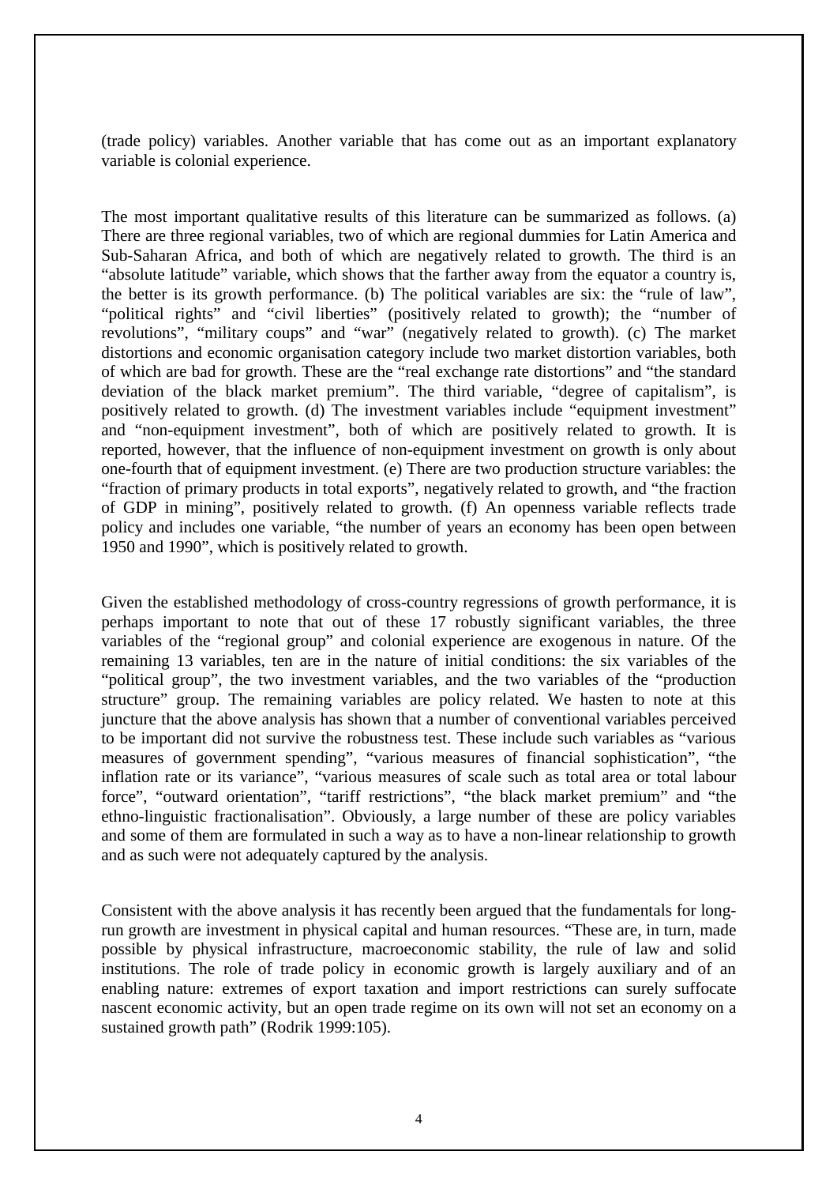(trade policy) variables. Another variable that has come out as an important explanatory variable is colonial experience.

The most important qualitative results of this literature can be summarized as follows. (a) There are three regional variables, two of which are regional dummies for Latin America and Sub-Saharan Africa, and both of which are negatively related to growth. The third is an "absolute latitude" variable, which shows that the farther away from the equator a country is, the better is its growth performance. (b) The political variables are six: the "rule of law", "political rights" and "civil liberties" (positively related to growth); the "number of revolutions", "military coups" and "war" (negatively related to growth). (c) The market distortions and economic organisation category include two market distortion variables, both of which are bad for growth. These are the "real exchange rate distortions" and "the standard deviation of the black market premium". The third variable, "degree of capitalism", is positively related to growth. (d) The investment variables include "equipment investment" and "non-equipment investment", both of which are positively related to growth. It is reported, however, that the influence of non-equipment investment on growth is only about one-fourth that of equipment investment. (e) There are two production structure variables: the "fraction of primary products in total exports", negatively related to growth, and "the fraction of GDP in mining", positively related to growth. (f) An openness variable reflects trade policy and includes one variable, "the number of years an economy has been open between 1950 and 1990", which is positively related to growth.

Given the established methodology of cross-country regressions of growth performance, it is perhaps important to note that out of these 17 robustly significant variables, the three variables of the "regional group" and colonial experience are exogenous in nature. Of the remaining 13 variables, ten are in the nature of initial conditions: the six variables of the "political group", the two investment variables, and the two variables of the "production structure" group. The remaining variables are policy related. We hasten to note at this juncture that the above analysis has shown that a number of conventional variables perceived to be important did not survive the robustness test. These include such variables as "various measures of government spending", "various measures of financial sophistication", "the inflation rate or its variance", "various measures of scale such as total area or total labour force", "outward orientation", "tariff restrictions", "the black market premium" and "the ethno-linguistic fractionalisation". Obviously, a large number of these are policy variables and some of them are formulated in such a way as to have a non-linear relationship to growth and as such were not adequately captured by the analysis.

Consistent with the above analysis it has recently been argued that the fundamentals for long-run growth are investment in physical capital and human resources. "These are, in turn, made possible by physical infrastructure, macroeconomic stability, the rule of law and solid institutions. The role of trade policy in economic growth is largely auxiliary and of an enabling nature: extremes of export taxation and import restrictions can surely suffocate nascent economic activity, but an open trade regime on its own will not set an economy on a sustained growth path" (Rodrik 1999:105).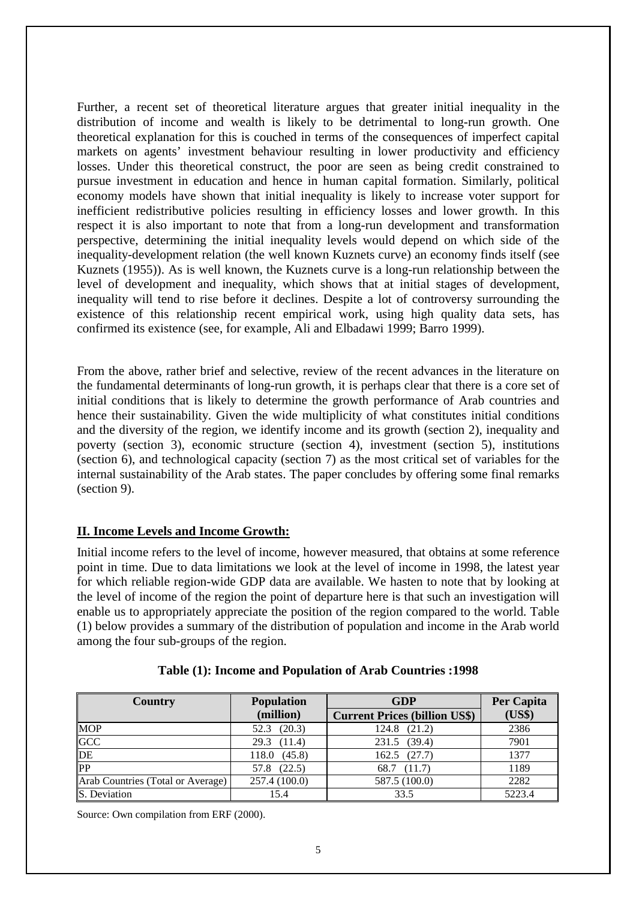Further, a recent set of theoretical literature argues that greater initial inequality in the distribution of income and wealth is likely to be detrimental to long-run growth. One theoretical explanation for this is couched in terms of the consequences of imperfect capital markets on agents' investment behaviour resulting in lower productivity and efficiency losses. Under this theoretical construct, the poor are seen as being credit constrained to pursue investment in education and hence in human capital formation. Similarly, political economy models have shown that initial inequality is likely to increase voter support for inefficient redistributive policies resulting in efficiency losses and lower growth. In this respect it is also important to note that from a long-run development and transformation perspective, determining the initial inequality levels would depend on which side of the inequality-development relation (the well known Kuznets curve) an economy finds itself (see Kuznets (1955)). As is well known, the Kuznets curve is a long-run relationship between the level of development and inequality, which shows that at initial stages of development, inequality will tend to rise before it declines. Despite a lot of controversy surrounding the existence of this relationship recent empirical work, using high quality data sets, has confirmed its existence (see, for example, Ali and Elbadawi 1999; Barro 1999).

From the above, rather brief and selective, review of the recent advances in the literature on the fundamental determinants of long-run growth, it is perhaps clear that there is a core set of initial conditions that is likely to determine the growth performance of Arab countries and hence their sustainability. Given the wide multiplicity of what constitutes initial conditions and the diversity of the region, we identify income and its growth (section 2), inequality and poverty (section 3), economic structure (section 4), investment (section 5), institutions (section 6), and technological capacity (section 7) as the most critical set of variables for the internal sustainability of the Arab states. The paper concludes by offering some final remarks (section 9).

## II. Income Levels and Income Growth:

Initial income refers to the level of income, however measured, that obtains at some reference point in time. Due to data limitations we look at the level of income in 1998, the latest year for which reliable region-wide GDP data are available. We hasten to note that by looking at the level of income of the region the point of departure here is that such an investigation will enable us to appropriately appreciate the position of the region compared to the world. Table (1) below provides a summary of the distribution of population and income in the Arab world among the four sub-groups of the region.

**Table (1): Income and Population of Arab Countries :1998**

| Country | Population (million) | GDP Current Prices (billion US$) | Per Capita (US$) |
|---|---|---|---|
| MOP | 52.3 (20.3) | 124.8 (21.2) | 2386 |
| GCC | 29.3 (11.4) | 231.5 (39.4) | 7901 |
| DE | 118.0 (45.8) | 162.5 (27.7) | 1377 |
| PP | 57.8 (22.5) | 68.7 (11.7) | 1189 |
| Arab Countries (Total or Average) | 257.4 (100.0) | 587.5 (100.0) | 2282 |
| S. Deviation | 15.4 | 33.5 | 5223.4 |

Source: Own compilation from ERF (2000).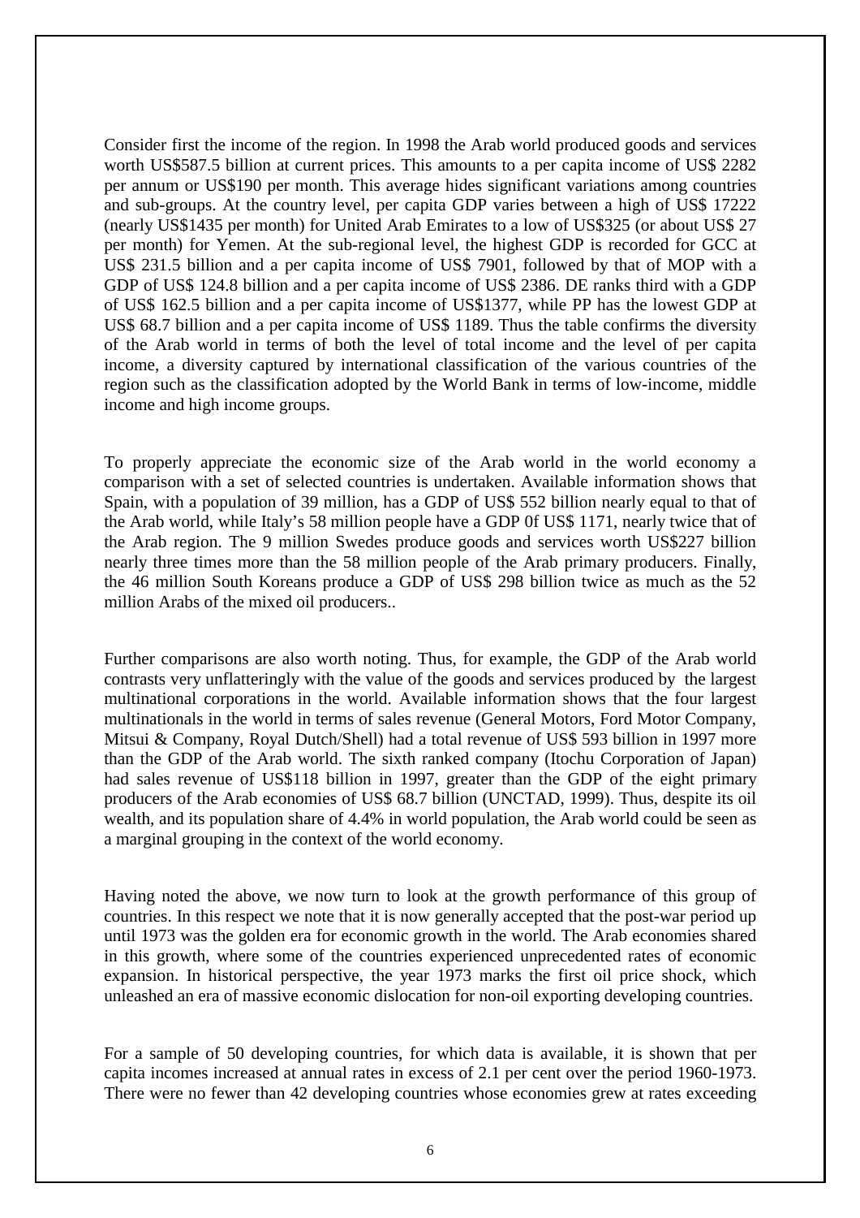Consider first the income of the region. In 1998 the Arab world produced goods and services worth US$587.5 billion at current prices. This amounts to a per capita income of US$ 2282 per annum or US$190 per month. This average hides significant variations among countries and sub-groups. At the country level, per capita GDP varies between a high of US$ 17222 (nearly US$1435 per month) for United Arab Emirates to a low of US$325 (or about US$ 27 per month) for Yemen. At the sub-regional level, the highest GDP is recorded for GCC at US$ 231.5 billion and a per capita income of US$ 7901, followed by that of MOP with a GDP of US$ 124.8 billion and a per capita income of US$ 2386. DE ranks third with a GDP of US$ 162.5 billion and a per capita income of US$1377, while PP has the lowest GDP at US$ 68.7 billion and a per capita income of US$ 1189. Thus the table confirms the diversity of the Arab world in terms of both the level of total income and the level of per capita income, a diversity captured by international classification of the various countries of the region such as the classification adopted by the World Bank in terms of low-income, middle income and high income groups.

To properly appreciate the economic size of the Arab world in the world economy a comparison with a set of selected countries is undertaken. Available information shows that Spain, with a population of 39 million, has a GDP of US$ 552 billion nearly equal to that of the Arab world, while Italy's 58 million people have a GDP 0f US$ 1171, nearly twice that of the Arab region. The 9 million Swedes produce goods and services worth US$227 billion nearly three times more than the 58 million people of the Arab primary producers. Finally, the 46 million South Koreans produce a GDP of US$ 298 billion twice as much as the 52 million Arabs of the mixed oil producers..

Further comparisons are also worth noting. Thus, for example, the GDP of the Arab world contrasts very unflatteringly with the value of the goods and services produced by the largest multinational corporations in the world. Available information shows that the four largest multinationals in the world in terms of sales revenue (General Motors, Ford Motor Company, Mitsui & Company, Royal Dutch/Shell) had a total revenue of US$ 593 billion in 1997 more than the GDP of the Arab world. The sixth ranked company (Itochu Corporation of Japan) had sales revenue of US$118 billion in 1997, greater than the GDP of the eight primary producers of the Arab economies of US$ 68.7 billion (UNCTAD, 1999). Thus, despite its oil wealth, and its population share of 4.4% in world population, the Arab world could be seen as a marginal grouping in the context of the world economy.

Having noted the above, we now turn to look at the growth performance of this group of countries. In this respect we note that it is now generally accepted that the post-war period up until 1973 was the golden era for economic growth in the world. The Arab economies shared in this growth, where some of the countries experienced unprecedented rates of economic expansion. In historical perspective, the year 1973 marks the first oil price shock, which unleashed an era of massive economic dislocation for non-oil exporting developing countries.

For a sample of 50 developing countries, for which data is available, it is shown that per capita incomes increased at annual rates in excess of 2.1 per cent over the period 1960-1973. There were no fewer than 42 developing countries whose economies grew at rates exceeding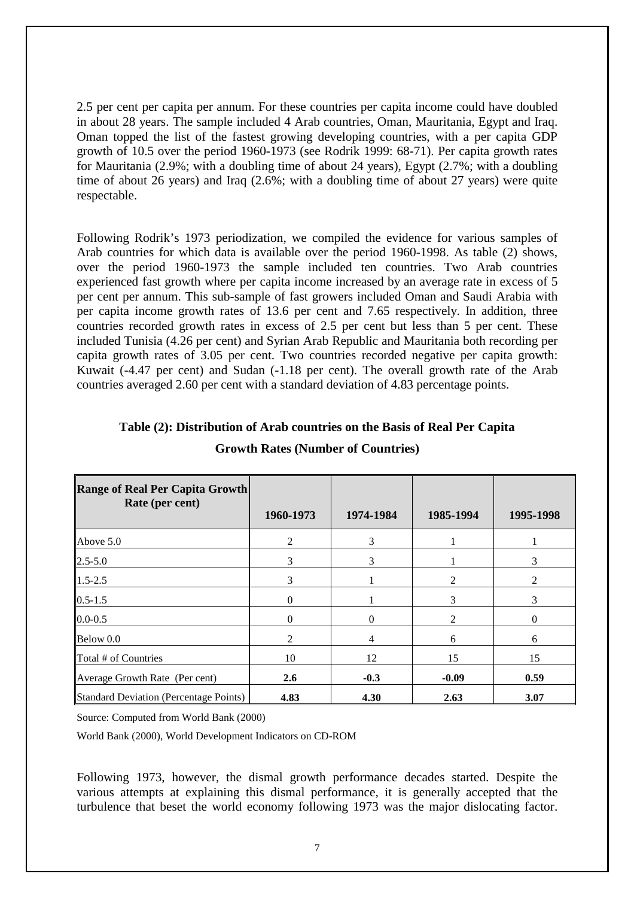2.5 per cent per capita per annum. For these countries per capita income could have doubled in about 28 years. The sample included 4 Arab countries, Oman, Mauritania, Egypt and Iraq. Oman topped the list of the fastest growing developing countries, with a per capita GDP growth of 10.5 over the period 1960-1973 (see Rodrik 1999: 68-71). Per capita growth rates for Mauritania (2.9%; with a doubling time of about 24 years), Egypt (2.7%; with a doubling time of about 26 years) and Iraq (2.6%; with a doubling time of about 27 years) were quite respectable.

Following Rodrik's 1973 periodization, we compiled the evidence for various samples of Arab countries for which data is available over the period 1960-1998. As table (2) shows, over the period 1960-1973 the sample included ten countries. Two Arab countries experienced fast growth where per capita income increased by an average rate in excess of 5 per cent per annum. This sub-sample of fast growers included Oman and Saudi Arabia with per capita income growth rates of 13.6 per cent and 7.65 respectively. In addition, three countries recorded growth rates in excess of 2.5 per cent but less than 5 per cent. These included Tunisia (4.26 per cent) and Syrian Arab Republic and Mauritania both recording per capita growth rates of 3.05 per cent. Two countries recorded negative per capita growth: Kuwait (-4.47 per cent) and Sudan (-1.18 per cent). The overall growth rate of the Arab countries averaged 2.60 per cent with a standard deviation of 4.83 percentage points.

**Table (2): Distribution of Arab countries on the Basis of Real Per Capita Growth Rates (Number of Countries)**

| Range of Real Per Capita Growth Rate (per cent) | 1960-1973 | 1974-1984 | 1985-1994 | 1995-1998 |
|---|---|---|---|---|
| Above 5.0 | 2 | 3 | 1 | 1 |
| 2.5-5.0 | 3 | 3 | 1 | 3 |
| 1.5-2.5 | 3 | 1 | 2 | 2 |
| 0.5-1.5 | 0 | 1 | 3 | 3 |
| 0.0-0.5 | 0 | 0 | 2 | 0 |
| Below 0.0 | 2 | 4 | 6 | 6 |
| Total # of Countries | 10 | 12 | 15 | 15 |
| Average Growth Rate (Per cent) | **2.6** | **-0.3** | **-0.09** | **0.59** |
| Standard Deviation (Percentage Points) | **4.83** | **4.30** | **2.63** | **3.07** |

Source: Computed from World Bank (2000)

World Bank (2000), World Development Indicators on CD-ROM

Following 1973, however, the dismal growth performance decades started. Despite the various attempts at explaining this dismal performance, it is generally accepted that the turbulence that beset the world economy following 1973 was the major dislocating factor.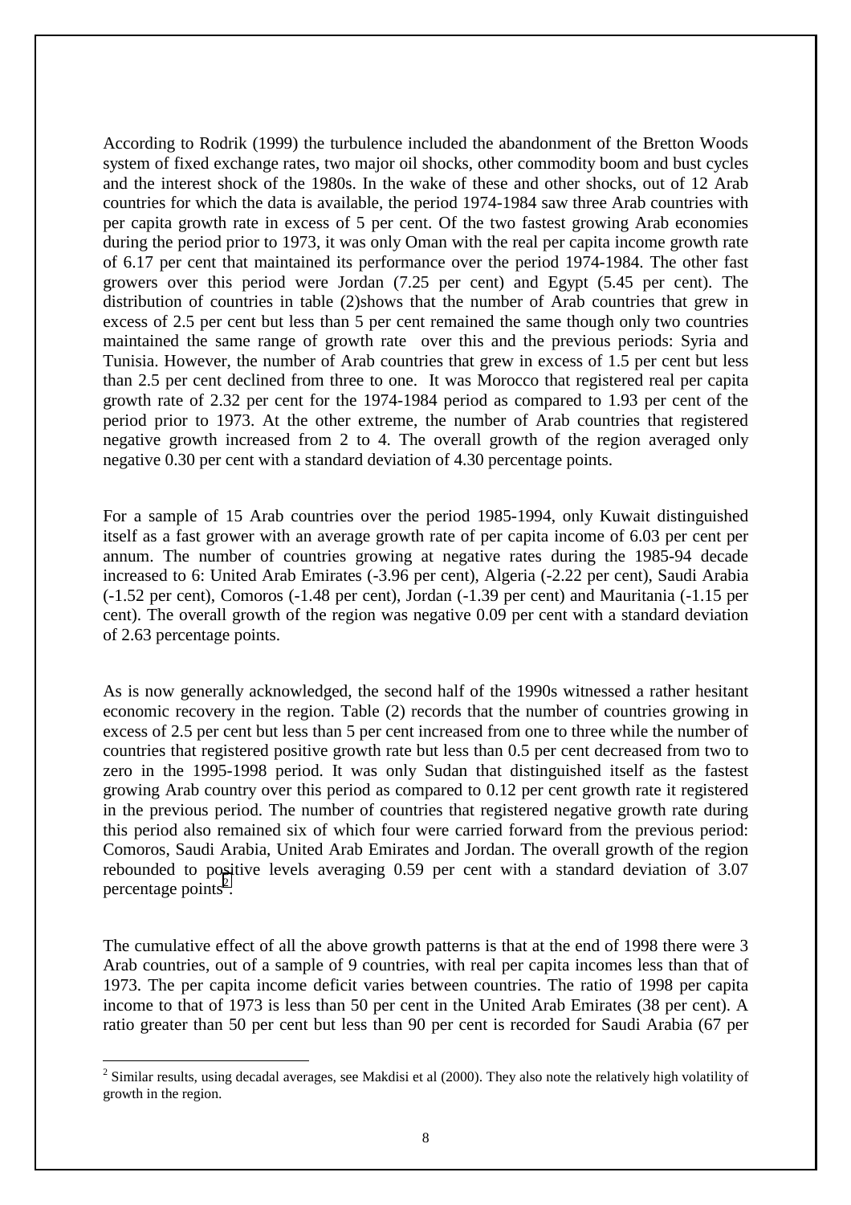According to Rodrik (1999) the turbulence included the abandonment of the Bretton Woods system of fixed exchange rates, two major oil shocks, other commodity boom and bust cycles and the interest shock of the 1980s. In the wake of these and other shocks, out of 12 Arab countries for which the data is available, the period 1974-1984 saw three Arab countries with per capita growth rate in excess of 5 per cent. Of the two fastest growing Arab economies during the period prior to 1973, it was only Oman with the real per capita income growth rate of 6.17 per cent that maintained its performance over the period 1974-1984. The other fast growers over this period were Jordan (7.25 per cent) and Egypt (5.45 per cent). The distribution of countries in table (2)shows that the number of Arab countries that grew in excess of 2.5 per cent but less than 5 per cent remained the same though only two countries maintained the same range of growth rate over this and the previous periods: Syria and Tunisia. However, the number of Arab countries that grew in excess of 1.5 per cent but less than 2.5 per cent declined from three to one. It was Morocco that registered real per capita growth rate of 2.32 per cent for the 1974-1984 period as compared to 1.93 per cent of the period prior to 1973. At the other extreme, the number of Arab countries that registered negative growth increased from 2 to 4. The overall growth of the region averaged only negative 0.30 per cent with a standard deviation of 4.30 percentage points.

For a sample of 15 Arab countries over the period 1985-1994, only Kuwait distinguished itself as a fast grower with an average growth rate of per capita income of 6.03 per cent per annum. The number of countries growing at negative rates during the 1985-94 decade increased to 6: United Arab Emirates (-3.96 per cent), Algeria (-2.22 per cent), Saudi Arabia (-1.52 per cent), Comoros (-1.48 per cent), Jordan (-1.39 per cent) and Mauritania (-1.15 per cent). The overall growth of the region was negative 0.09 per cent with a standard deviation of 2.63 percentage points.

As is now generally acknowledged, the second half of the 1990s witnessed a rather hesitant economic recovery in the region. Table (2) records that the number of countries growing in excess of 2.5 per cent but less than 5 per cent increased from one to three while the number of countries that registered positive growth rate but less than 0.5 per cent decreased from two to zero in the 1995-1998 period. It was only Sudan that distinguished itself as the fastest growing Arab country over this period as compared to 0.12 per cent growth rate it registered in the previous period. The number of countries that registered negative growth rate during this period also remained six of which four were carried forward from the previous period: Comoros, Saudi Arabia, United Arab Emirates and Jordan. The overall growth of the region rebounded to positive levels averaging 0.59 per cent with a standard deviation of 3.07 percentage points[2].

The cumulative effect of all the above growth patterns is that at the end of 1998 there were 3 Arab countries, out of a sample of 9 countries, with real per capita incomes less than that of 1973. The per capita income deficit varies between countries. The ratio of 1998 per capita income to that of 1973 is less than 50 per cent in the United Arab Emirates (38 per cent). A ratio greater than 50 per cent but less than 90 per cent is recorded for Saudi Arabia (67 per

[2] Similar results, using decadal averages, see Makdisi et al (2000). They also note the relatively high volatility of growth in the region.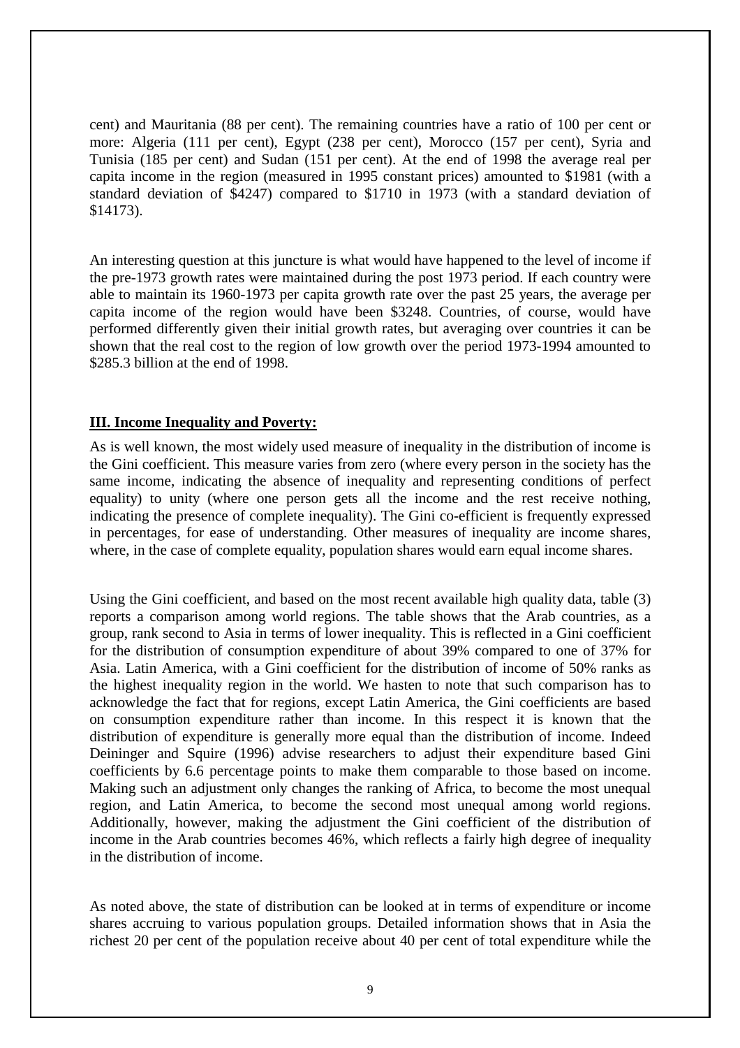cent) and Mauritania (88 per cent). The remaining countries have a ratio of 100 per cent or more: Algeria (111 per cent), Egypt (238 per cent), Morocco (157 per cent), Syria and Tunisia (185 per cent) and Sudan (151 per cent). At the end of 1998 the average real per capita income in the region (measured in 1995 constant prices) amounted to $1981 (with a standard deviation of $4247) compared to $1710 in 1973 (with a standard deviation of $14173).

An interesting question at this juncture is what would have happened to the level of income if the pre-1973 growth rates were maintained during the post 1973 period. If each country were able to maintain its 1960-1973 per capita growth rate over the past 25 years, the average per capita income of the region would have been $3248. Countries, of course, would have performed differently given their initial growth rates, but averaging over countries it can be shown that the real cost to the region of low growth over the period 1973-1994 amounted to $285.3 billion at the end of 1998.

## III. Income Inequality and Poverty:

As is well known, the most widely used measure of inequality in the distribution of income is the Gini coefficient. This measure varies from zero (where every person in the society has the same income, indicating the absence of inequality and representing conditions of perfect equality) to unity (where one person gets all the income and the rest receive nothing, indicating the presence of complete inequality). The Gini co-efficient is frequently expressed in percentages, for ease of understanding. Other measures of inequality are income shares, where, in the case of complete equality, population shares would earn equal income shares.

Using the Gini coefficient, and based on the most recent available high quality data, table (3) reports a comparison among world regions. The table shows that the Arab countries, as a group, rank second to Asia in terms of lower inequality. This is reflected in a Gini coefficient for the distribution of consumption expenditure of about 39% compared to one of 37% for Asia. Latin America, with a Gini coefficient for the distribution of income of 50% ranks as the highest inequality region in the world. We hasten to note that such comparison has to acknowledge the fact that for regions, except Latin America, the Gini coefficients are based on consumption expenditure rather than income. In this respect it is known that the distribution of expenditure is generally more equal than the distribution of income. Indeed Deininger and Squire (1996) advise researchers to adjust their expenditure based Gini coefficients by 6.6 percentage points to make them comparable to those based on income. Making such an adjustment only changes the ranking of Africa, to become the most unequal region, and Latin America, to become the second most unequal among world regions. Additionally, however, making the adjustment the Gini coefficient of the distribution of income in the Arab countries becomes 46%, which reflects a fairly high degree of inequality in the distribution of income.

As noted above, the state of distribution can be looked at in terms of expenditure or income shares accruing to various population groups. Detailed information shows that in Asia the richest 20 per cent of the population receive about 40 per cent of total expenditure while the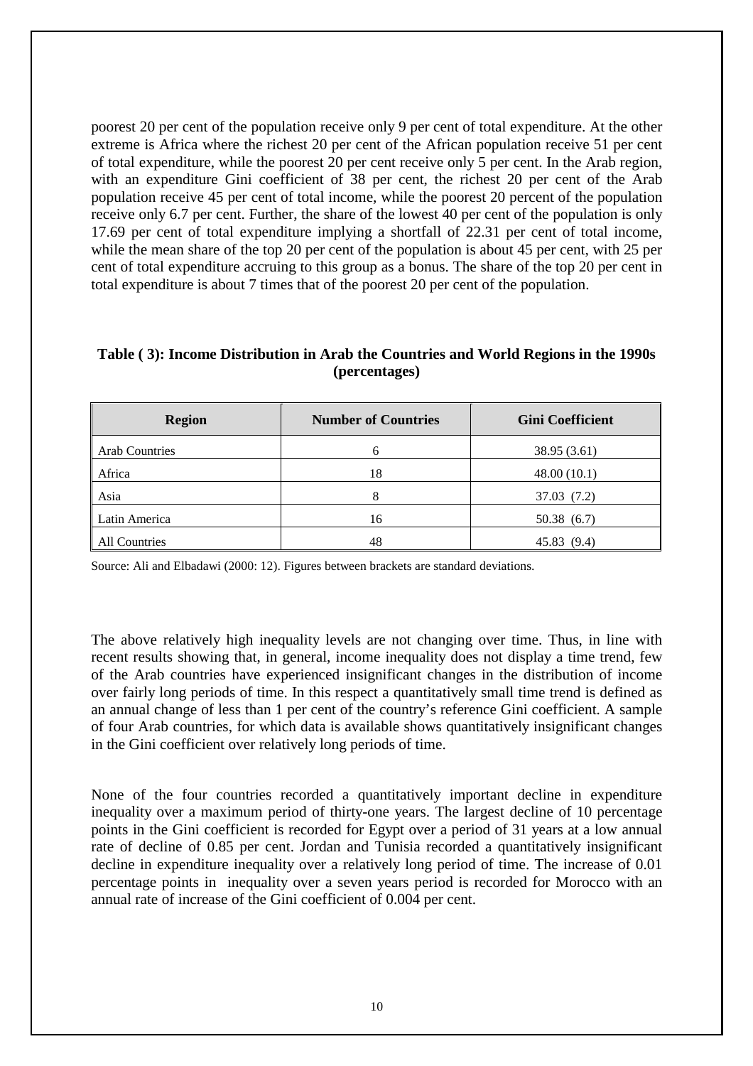poorest 20 per cent of the population receive only 9 per cent of total expenditure. At the other extreme is Africa where the richest 20 per cent of the African population receive 51 per cent of total expenditure, while the poorest 20 per cent receive only 5 per cent. In the Arab region, with an expenditure Gini coefficient of 38 per cent, the richest 20 per cent of the Arab population receive 45 per cent of total income, while the poorest 20 percent of the population receive only 6.7 per cent. Further, the share of the lowest 40 per cent of the population is only 17.69 per cent of total expenditure implying a shortfall of 22.31 per cent of total income, while the mean share of the top 20 per cent of the population is about 45 per cent, with 25 per cent of total expenditure accruing to this group as a bonus. The share of the top 20 per cent in total expenditure is about 7 times that of the poorest 20 per cent of the population.

**Table ( 3): Income Distribution in Arab the Countries and World Regions in the 1990s (percentages)**

| Region | Number of Countries | Gini Coefficient |
|---|---|---|
| Arab Countries | 6 | 38.95 (3.61) |
| Africa | 18 | 48.00 (10.1) |
| Asia | 8 | 37.03 (7.2) |
| Latin America | 16 | 50.38 (6.7) |
| All Countries | 48 | 45.83 (9.4) |

Source: Ali and Elbadawi (2000: 12). Figures between brackets are standard deviations.

The above relatively high inequality levels are not changing over time. Thus, in line with recent results showing that, in general, income inequality does not display a time trend, few of the Arab countries have experienced insignificant changes in the distribution of income over fairly long periods of time. In this respect a quantitatively small time trend is defined as an annual change of less than 1 per cent of the country's reference Gini coefficient. A sample of four Arab countries, for which data is available shows quantitatively insignificant changes in the Gini coefficient over relatively long periods of time.

None of the four countries recorded a quantitatively important decline in expenditure inequality over a maximum period of thirty-one years. The largest decline of 10 percentage points in the Gini coefficient is recorded for Egypt over a period of 31 years at a low annual rate of decline of 0.85 per cent. Jordan and Tunisia recorded a quantitatively insignificant decline in expenditure inequality over a relatively long period of time. The increase of 0.01 percentage points in inequality over a seven years period is recorded for Morocco with an annual rate of increase of the Gini coefficient of 0.004 per cent.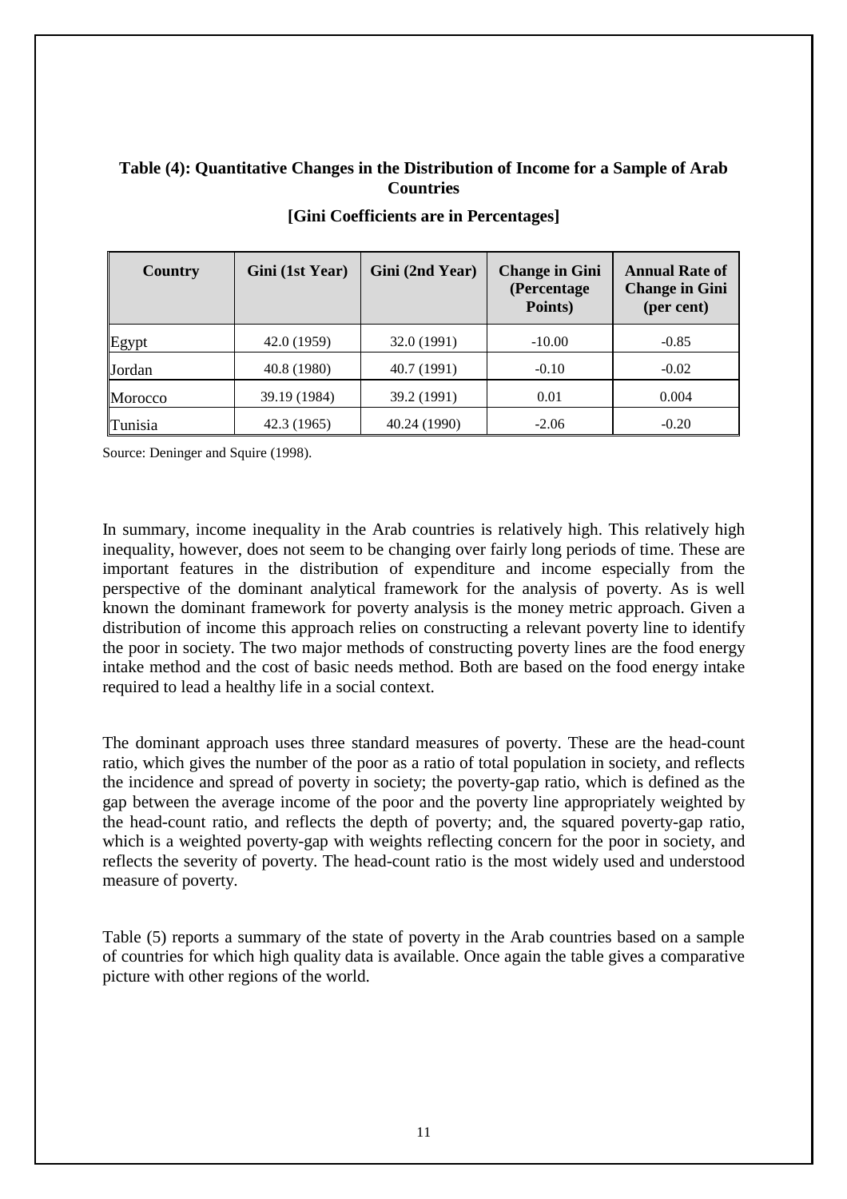**Table (4): Quantitative Changes in the Distribution of Income for a Sample of Arab Countries**

**[Gini Coefficients are in Percentages]**

| Country | Gini (1st Year) | Gini (2nd Year) | Change in Gini (Percentage Points) | Annual Rate of Change in Gini (per cent) |
|---|---|---|---|---|
| Egypt | 42.0 (1959) | 32.0 (1991) | -10.00 | -0.85 |
| Jordan | 40.8 (1980) | 40.7 (1991) | -0.10 | -0.02 |
| Morocco | 39.19 (1984) | 39.2 (1991) | 0.01 | 0.004 |
| Tunisia | 42.3 (1965) | 40.24 (1990) | -2.06 | -0.20 |

Source: Deninger and Squire (1998).

In summary, income inequality in the Arab countries is relatively high. This relatively high inequality, however, does not seem to be changing over fairly long periods of time. These are important features in the distribution of expenditure and income especially from the perspective of the dominant analytical framework for the analysis of poverty. As is well known the dominant framework for poverty analysis is the money metric approach. Given a distribution of income this approach relies on constructing a relevant poverty line to identify the poor in society. The two major methods of constructing poverty lines are the food energy intake method and the cost of basic needs method. Both are based on the food energy intake required to lead a healthy life in a social context.

The dominant approach uses three standard measures of poverty. These are the head-count ratio, which gives the number of the poor as a ratio of total population in society, and reflects the incidence and spread of poverty in society; the poverty-gap ratio, which is defined as the gap between the average income of the poor and the poverty line appropriately weighted by the head-count ratio, and reflects the depth of poverty; and, the squared poverty-gap ratio, which is a weighted poverty-gap with weights reflecting concern for the poor in society, and reflects the severity of poverty. The head-count ratio is the most widely used and understood measure of poverty.

Table (5) reports a summary of the state of poverty in the Arab countries based on a sample of countries for which high quality data is available. Once again the table gives a comparative picture with other regions of the world.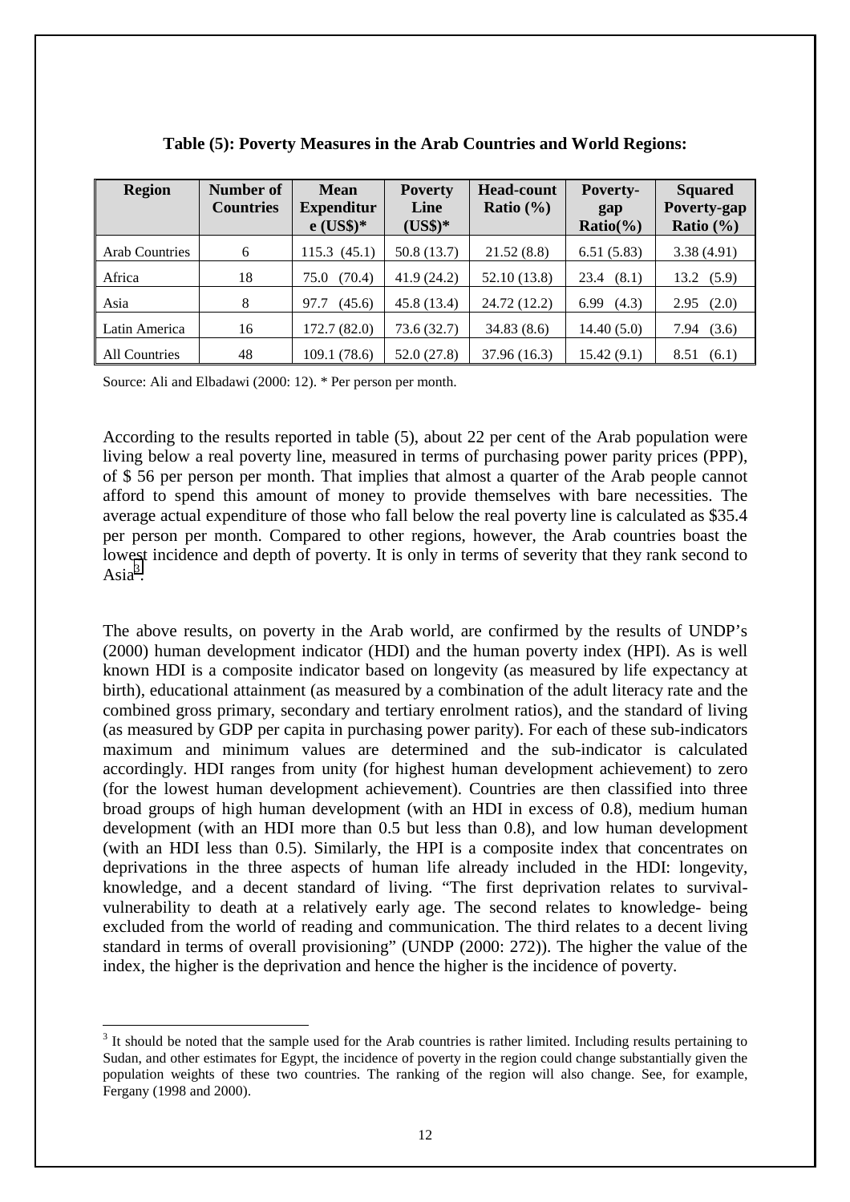**Table (5): Poverty Measures in the Arab Countries and World Regions:**

| Region | Number of Countries | Mean Expenditure (US$)* | Poverty Line (US$)* | Head-count Ratio (%) | Poverty-gap Ratio(%) | Squared Poverty-gap Ratio (%) |
|---|---|---|---|---|---|---|
| Arab Countries | 6 | 115.3 (45.1) | 50.8 (13.7) | 21.52 (8.8) | 6.51 (5.83) | 3.38 (4.91) |
| Africa | 18 | 75.0 (70.4) | 41.9 (24.2) | 52.10 (13.8) | 23.4 (8.1) | 13.2 (5.9) |
| Asia | 8 | 97.7 (45.6) | 45.8 (13.4) | 24.72 (12.2) | 6.99 (4.3) | 2.95 (2.0) |
| Latin America | 16 | 172.7 (82.0) | 73.6 (32.7) | 34.83 (8.6) | 14.40 (5.0) | 7.94 (3.6) |
| All Countries | 48 | 109.1 (78.6) | 52.0 (27.8) | 37.96 (16.3) | 15.42 (9.1) | 8.51 (6.1) |

Source: Ali and Elbadawi (2000: 12). * Per person per month.

According to the results reported in table (5), about 22 per cent of the Arab population were living below a real poverty line, measured in terms of purchasing power parity prices (PPP), of $ 56 per person per month. That implies that almost a quarter of the Arab people cannot afford to spend this amount of money to provide themselves with bare necessities. The average actual expenditure of those who fall below the real poverty line is calculated as $35.4 per person per month. Compared to other regions, however, the Arab countries boast the lowest incidence and depth of poverty. It is only in terms of severity that they rank second to Asia[3].

The above results, on poverty in the Arab world, are confirmed by the results of UNDP's (2000) human development indicator (HDI) and the human poverty index (HPI). As is well known HDI is a composite indicator based on longevity (as measured by life expectancy at birth), educational attainment (as measured by a combination of the adult literacy rate and the combined gross primary, secondary and tertiary enrolment ratios), and the standard of living (as measured by GDP per capita in purchasing power parity). For each of these sub-indicators maximum and minimum values are determined and the sub-indicator is calculated accordingly. HDI ranges from unity (for highest human development achievement) to zero (for the lowest human development achievement). Countries are then classified into three broad groups of high human development (with an HDI in excess of 0.8), medium human development (with an HDI more than 0.5 but less than 0.8), and low human development (with an HDI less than 0.5). Similarly, the HPI is a composite index that concentrates on deprivations in the three aspects of human life already included in the HDI: longevity, knowledge, and a decent standard of living. "The first deprivation relates to survival-vulnerability to death at a relatively early age. The second relates to knowledge- being excluded from the world of reading and communication. The third relates to a decent living standard in terms of overall provisioning" (UNDP (2000: 272)). The higher the value of the index, the higher is the deprivation and hence the higher is the incidence of poverty.

---

[3] It should be noted that the sample used for the Arab countries is rather limited. Including results pertaining to Sudan, and other estimates for Egypt, the incidence of poverty in the region could change substantially given the population weights of these two countries. The ranking of the region will also change. See, for example, Fergany (1998 and 2000).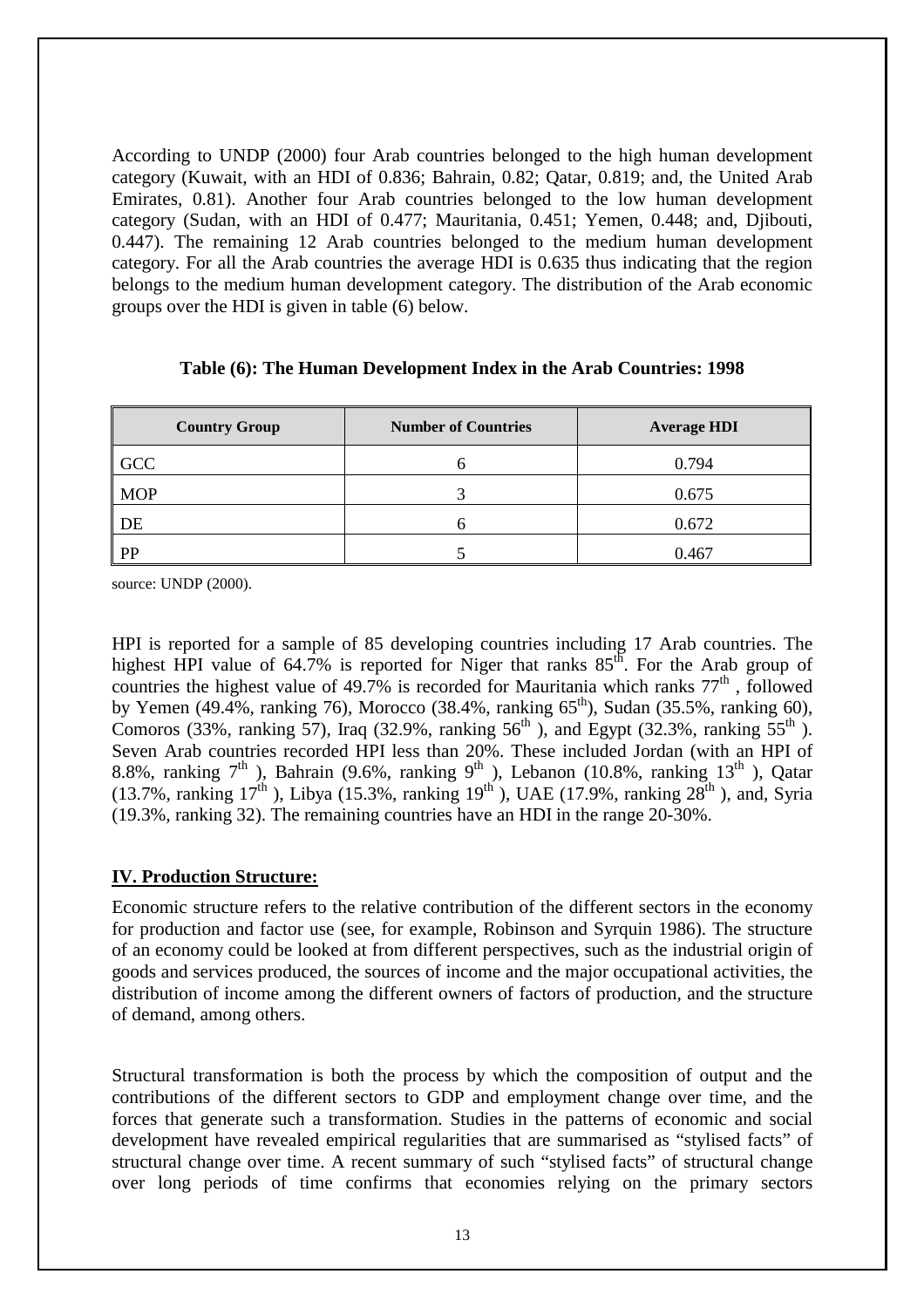According to UNDP (2000) four Arab countries belonged to the high human development category (Kuwait, with an HDI of 0.836; Bahrain, 0.82; Qatar, 0.819; and, the United Arab Emirates, 0.81). Another four Arab countries belonged to the low human development category (Sudan, with an HDI of 0.477; Mauritania, 0.451; Yemen, 0.448; and, Djibouti, 0.447). The remaining 12 Arab countries belonged to the medium human development category. For all the Arab countries the average HDI is 0.635 thus indicating that the region belongs to the medium human development category. The distribution of the Arab economic groups over the HDI is given in table (6) below.

**Table (6): The Human Development Index in the Arab Countries: 1998**

| Country Group | Number of Countries | Average HDI |
|---|---|---|
| GCC | 6 | 0.794 |
| MOP | 3 | 0.675 |
| DE | 6 | 0.672 |
| PP | 5 | 0.467 |

source: UNDP (2000).

HPI is reported for a sample of 85 developing countries including 17 Arab countries. The highest HPI value of 64.7% is reported for Niger that ranks 85th. For the Arab group of countries the highest value of 49.7% is recorded for Mauritania which ranks 77th , followed by Yemen (49.4%, ranking 76), Morocco (38.4%, ranking 65th), Sudan (35.5%, ranking 60), Comoros (33%, ranking 57), Iraq (32.9%, ranking 56th ), and Egypt (32.3%, ranking 55th ). Seven Arab countries recorded HPI less than 20%. These included Jordan (with an HPI of 8.8%, ranking 7th ), Bahrain (9.6%, ranking 9th ), Lebanon (10.8%, ranking 13th ), Qatar (13.7%, ranking 17th ), Libya (15.3%, ranking 19th ), UAE (17.9%, ranking 28th ), and, Syria (19.3%, ranking 32). The remaining countries have an HDI in the range 20-30%.

## IV. Production Structure:

Economic structure refers to the relative contribution of the different sectors in the economy for production and factor use (see, for example, Robinson and Syrquin 1986). The structure of an economy could be looked at from different perspectives, such as the industrial origin of goods and services produced, the sources of income and the major occupational activities, the distribution of income among the different owners of factors of production, and the structure of demand, among others.

Structural transformation is both the process by which the composition of output and the contributions of the different sectors to GDP and employment change over time, and the forces that generate such a transformation. Studies in the patterns of economic and social development have revealed empirical regularities that are summarised as "stylised facts" of structural change over time. A recent summary of such "stylised facts" of structural change over long periods of time confirms that economies relying on the primary sectors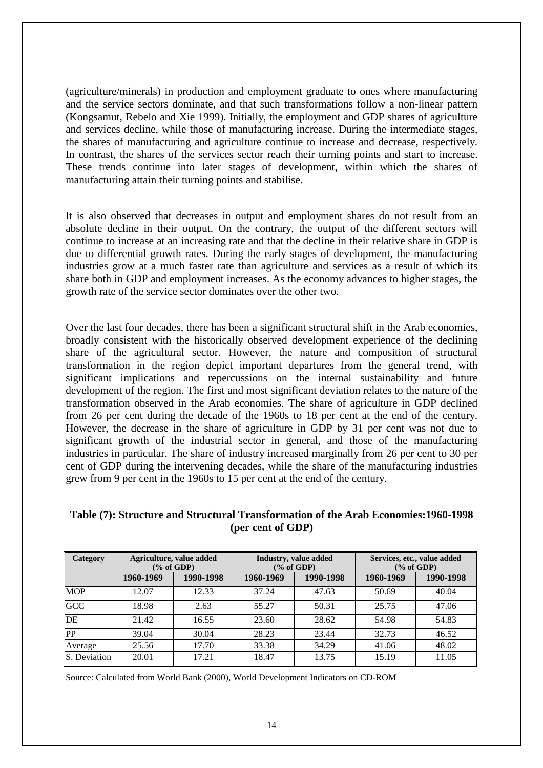(agriculture/minerals) in production and employment graduate to ones where manufacturing and the service sectors dominate, and that such transformations follow a non-linear pattern (Kongsamut, Rebelo and Xie 1999). Initially, the employment and GDP shares of agriculture and services decline, while those of manufacturing increase. During the intermediate stages, the shares of manufacturing and agriculture continue to increase and decrease, respectively. In contrast, the shares of the services sector reach their turning points and start to increase. These trends continue into later stages of development, within which the shares of manufacturing attain their turning points and stabilise.

It is also observed that decreases in output and employment shares do not result from an absolute decline in their output. On the contrary, the output of the different sectors will continue to increase at an increasing rate and that the decline in their relative share in GDP is due to differential growth rates. During the early stages of development, the manufacturing industries grow at a much faster rate than agriculture and services as a result of which its share both in GDP and employment increases. As the economy advances to higher stages, the growth rate of the service sector dominates over the other two.

Over the last four decades, there has been a significant structural shift in the Arab economies, broadly consistent with the historically observed development experience of the declining share of the agricultural sector. However, the nature and composition of structural transformation in the region depict important departures from the general trend, with significant implications and repercussions on the internal sustainability and future development of the region. The first and most significant deviation relates to the nature of the transformation observed in the Arab economies. The share of agriculture in GDP declined from 26 per cent during the decade of the 1960s to 18 per cent at the end of the century. However, the decrease in the share of agriculture in GDP by 31 per cent was not due to significant growth of the industrial sector in general, and those of the manufacturing industries in particular. The share of industry increased marginally from 26 per cent to 30 per cent of GDP during the intervening decades, while the share of the manufacturing industries grew from 9 per cent in the 1960s to 15 per cent at the end of the century.

**Table (7): Structure and Structural Transformation of the Arab Economies:1960-1998 (per cent of GDP)**

| Category | Agriculture, value added (% of GDP) | | Industry, value added (% of GDP) | | Services, etc., value added (% of GDP) | |
|---|---|---|---|---|---|---|
| | 1960-1969 | 1990-1998 | 1960-1969 | 1990-1998 | 1960-1969 | 1990-1998 |
| MOP | 12.07 | 12.33 | 37.24 | 47.63 | 50.69 | 40.04 |
| GCC | 18.98 | 2.63 | 55.27 | 50.31 | 25.75 | 47.06 |
| DE | 21.42 | 16.55 | 23.60 | 28.62 | 54.98 | 54.83 |
| PP | 39.04 | 30.04 | 28.23 | 23.44 | 32.73 | 46.52 |
| Average | 25.56 | 17.70 | 33.38 | 34.29 | 41.06 | 48.02 |
| S. Deviation | 20.01 | 17.21 | 18.47 | 13.75 | 15.19 | 11.05 |

Source: Calculated from World Bank (2000), World Development Indicators on CD-ROM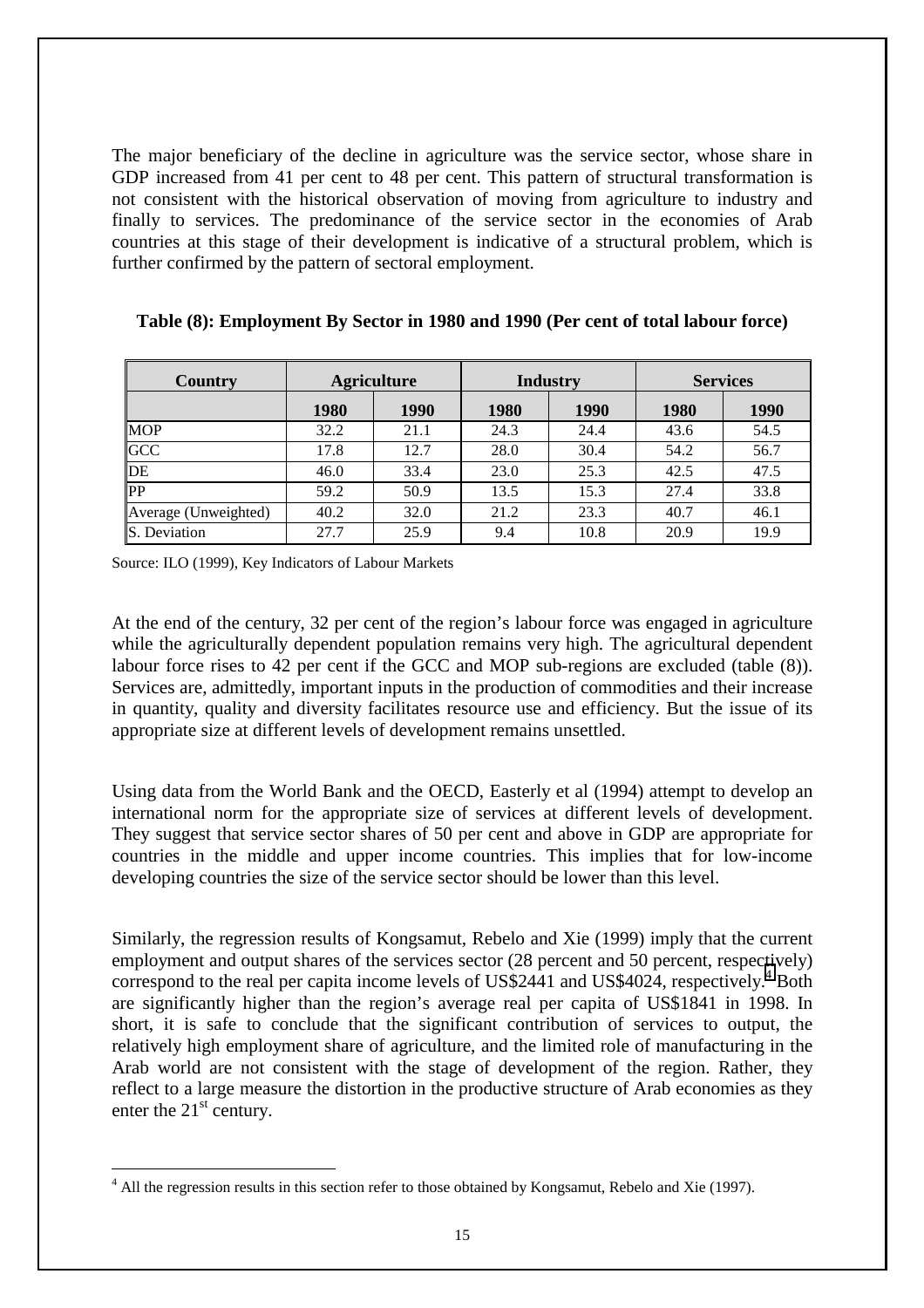The major beneficiary of the decline in agriculture was the service sector, whose share in GDP increased from 41 per cent to 48 per cent. This pattern of structural transformation is not consistent with the historical observation of moving from agriculture to industry and finally to services. The predominance of the service sector in the economies of Arab countries at this stage of their development is indicative of a structural problem, which is further confirmed by the pattern of sectoral employment.

**Table (8): Employment By Sector in 1980 and 1990 (Per cent of total labour force)**

| Country | Agriculture | | Industry | | Services | |
|---|---|---|---|---|---|---|
| | 1980 | 1990 | 1980 | 1990 | 1980 | 1990 |
| MOP | 32.2 | 21.1 | 24.3 | 24.4 | 43.6 | 54.5 |
| GCC | 17.8 | 12.7 | 28.0 | 30.4 | 54.2 | 56.7 |
| DE | 46.0 | 33.4 | 23.0 | 25.3 | 42.5 | 47.5 |
| PP | 59.2 | 50.9 | 13.5 | 15.3 | 27.4 | 33.8 |
| Average (Unweighted) | 40.2 | 32.0 | 21.2 | 23.3 | 40.7 | 46.1 |
| S. Deviation | 27.7 | 25.9 | 9.4 | 10.8 | 20.9 | 19.9 |

Source: ILO (1999), Key Indicators of Labour Markets

At the end of the century, 32 per cent of the region's labour force was engaged in agriculture while the agriculturally dependent population remains very high. The agricultural dependent labour force rises to 42 per cent if the GCC and MOP sub-regions are excluded (table (8)). Services are, admittedly, important inputs in the production of commodities and their increase in quantity, quality and diversity facilitates resource use and efficiency. But the issue of its appropriate size at different levels of development remains unsettled.

Using data from the World Bank and the OECD, Easterly et al (1994) attempt to develop an international norm for the appropriate size of services at different levels of development. They suggest that service sector shares of 50 per cent and above in GDP are appropriate for countries in the middle and upper income countries. This implies that for low-income developing countries the size of the service sector should be lower than this level.

Similarly, the regression results of Kongsamut, Rebelo and Xie (1999) imply that the current employment and output shares of the services sector (28 percent and 50 percent, respectively) correspond to the real per capita income levels of US$2441 and US$4024, respectively.[4] Both are significantly higher than the region's average real per capita of US$1841 in 1998. In short, it is safe to conclude that the significant contribution of services to output, the relatively high employment share of agriculture, and the limited role of manufacturing in the Arab world are not consistent with the stage of development of the region. Rather, they reflect to a large measure the distortion in the productive structure of Arab economies as they enter the 21st century.

[4] All the regression results in this section refer to those obtained by Kongsamut, Rebelo and Xie (1997).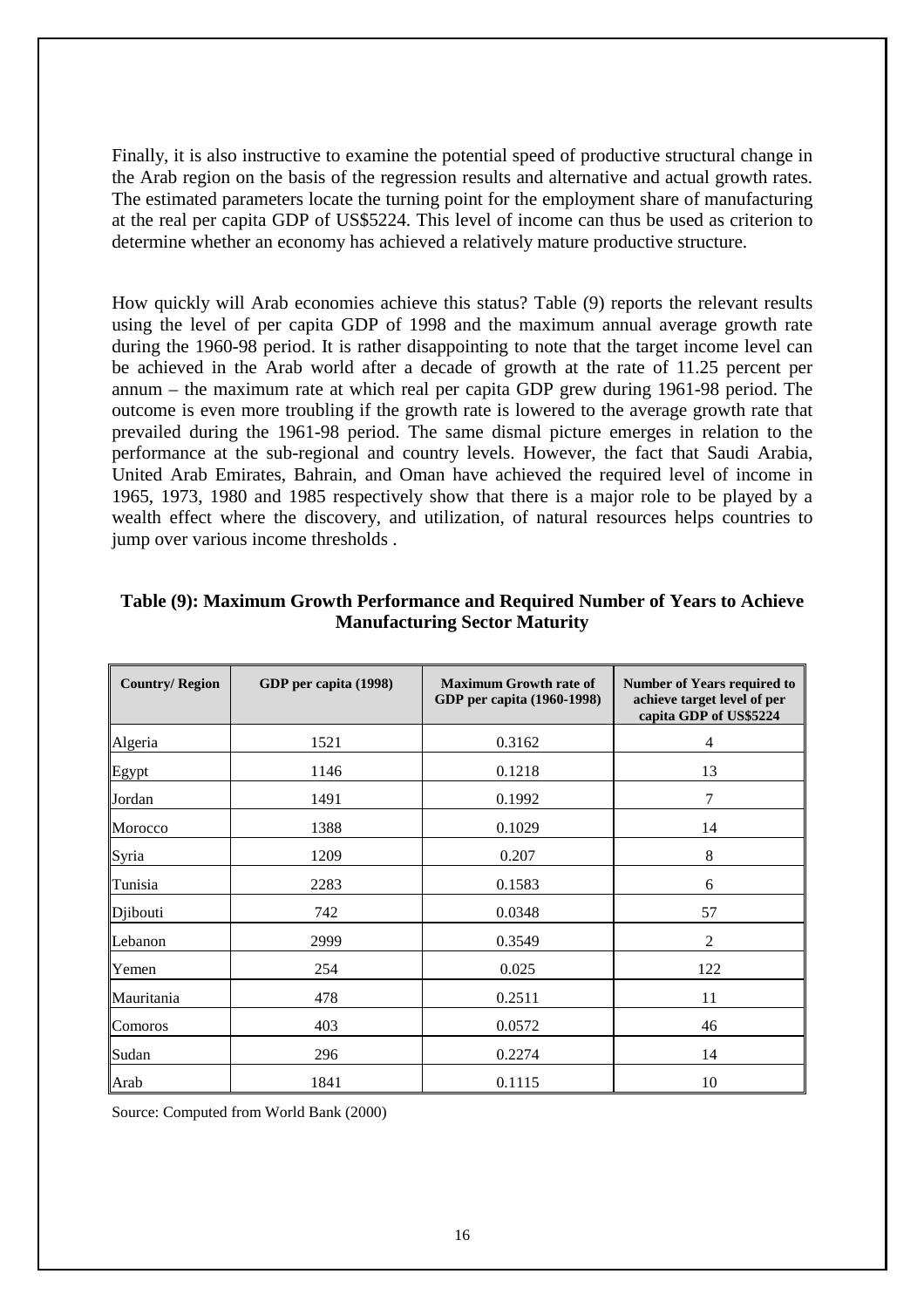Finally, it is also instructive to examine the potential speed of productive structural change in the Arab region on the basis of the regression results and alternative and actual growth rates. The estimated parameters locate the turning point for the employment share of manufacturing at the real per capita GDP of US$5224. This level of income can thus be used as criterion to determine whether an economy has achieved a relatively mature productive structure.

How quickly will Arab economies achieve this status? Table (9) reports the relevant results using the level of per capita GDP of 1998 and the maximum annual average growth rate during the 1960-98 period. It is rather disappointing to note that the target income level can be achieved in the Arab world after a decade of growth at the rate of 11.25 percent per annum – the maximum rate at which real per capita GDP grew during 1961-98 period. The outcome is even more troubling if the growth rate is lowered to the average growth rate that prevailed during the 1961-98 period. The same dismal picture emerges in relation to the performance at the sub-regional and country levels. However, the fact that Saudi Arabia, United Arab Emirates, Bahrain, and Oman have achieved the required level of income in 1965, 1973, 1980 and 1985 respectively show that there is a major role to be played by a wealth effect where the discovery, and utilization, of natural resources helps countries to jump over various income thresholds .

**Table (9): Maximum Growth Performance and Required Number of Years to Achieve Manufacturing Sector Maturity**

| Country/ Region | GDP per capita (1998) | Maximum Growth rate of GDP per capita (1960-1998) | Number of Years required to achieve target level of per capita GDP of US$5224 |
|---|---|---|---|
| Algeria | 1521 | 0.3162 | 4 |
| Egypt | 1146 | 0.1218 | 13 |
| Jordan | 1491 | 0.1992 | 7 |
| Morocco | 1388 | 0.1029 | 14 |
| Syria | 1209 | 0.207 | 8 |
| Tunisia | 2283 | 0.1583 | 6 |
| Djibouti | 742 | 0.0348 | 57 |
| Lebanon | 2999 | 0.3549 | 2 |
| Yemen | 254 | 0.025 | 122 |
| Mauritania | 478 | 0.2511 | 11 |
| Comoros | 403 | 0.0572 | 46 |
| Sudan | 296 | 0.2274 | 14 |
| Arab | 1841 | 0.1115 | 10 |

Source: Computed from World Bank (2000)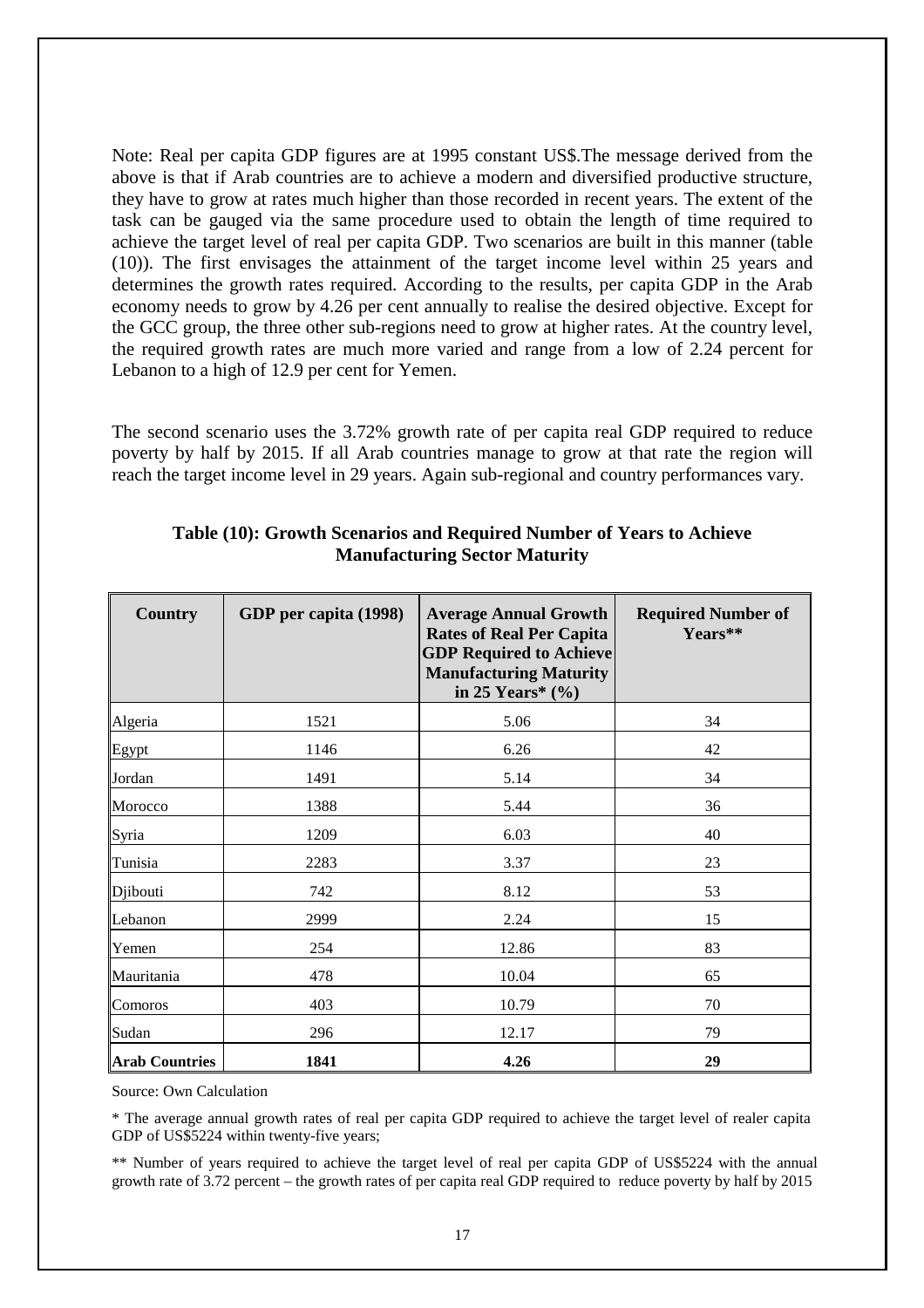Note: Real per capita GDP figures are at 1995 constant US$.The message derived from the above is that if Arab countries are to achieve a modern and diversified productive structure, they have to grow at rates much higher than those recorded in recent years. The extent of the task can be gauged via the same procedure used to obtain the length of time required to achieve the target level of real per capita GDP. Two scenarios are built in this manner (table (10)). The first envisages the attainment of the target income level within 25 years and determines the growth rates required. According to the results, per capita GDP in the Arab economy needs to grow by 4.26 per cent annually to realise the desired objective. Except for the GCC group, the three other sub-regions need to grow at higher rates. At the country level, the required growth rates are much more varied and range from a low of 2.24 percent for Lebanon to a high of 12.9 per cent for Yemen.

The second scenario uses the 3.72% growth rate of per capita real GDP required to reduce poverty by half by 2015. If all Arab countries manage to grow at that rate the region will reach the target income level in 29 years. Again sub-regional and country performances vary.

**Table (10): Growth Scenarios and Required Number of Years to Achieve Manufacturing Sector Maturity**

| Country | GDP per capita (1998) | Average Annual Growth Rates of Real Per Capita GDP Required to Achieve Manufacturing Maturity in 25 Years* (%) | Required Number of Years** |
|---|---|---|---|
| Algeria | 1521 | 5.06 | 34 |
| Egypt | 1146 | 6.26 | 42 |
| Jordan | 1491 | 5.14 | 34 |
| Morocco | 1388 | 5.44 | 36 |
| Syria | 1209 | 6.03 | 40 |
| Tunisia | 2283 | 3.37 | 23 |
| Djibouti | 742 | 8.12 | 53 |
| Lebanon | 2999 | 2.24 | 15 |
| Yemen | 254 | 12.86 | 83 |
| Mauritania | 478 | 10.04 | 65 |
| Comoros | 403 | 10.79 | 70 |
| Sudan | 296 | 12.17 | 79 |
| **Arab Countries** | **1841** | **4.26** | **29** |

Source: Own Calculation

* The average annual growth rates of real per capita GDP required to achieve the target level of realer capita GDP of US$5224 within twenty-five years;

** Number of years required to achieve the target level of real per capita GDP of US$5224 with the annual growth rate of 3.72 percent – the growth rates of per capita real GDP required to reduce poverty by half by 2015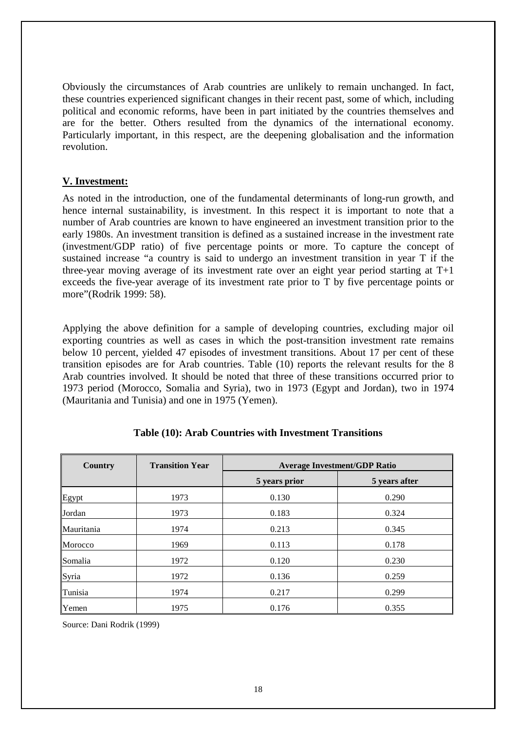Obviously the circumstances of Arab countries are unlikely to remain unchanged. In fact, these countries experienced significant changes in their recent past, some of which, including political and economic reforms, have been in part initiated by the countries themselves and are for the better. Others resulted from the dynamics of the international economy. Particularly important, in this respect, are the deepening globalisation and the information revolution.

## V. Investment:

As noted in the introduction, one of the fundamental determinants of long-run growth, and hence internal sustainability, is investment. In this respect it is important to note that a number of Arab countries are known to have engineered an investment transition prior to the early 1980s. An investment transition is defined as a sustained increase in the investment rate (investment/GDP ratio) of five percentage points or more. To capture the concept of sustained increase "a country is said to undergo an investment transition in year T if the three-year moving average of its investment rate over an eight year period starting at T+1 exceeds the five-year average of its investment rate prior to T by five percentage points or more"(Rodrik 1999: 58).

Applying the above definition for a sample of developing countries, excluding major oil exporting countries as well as cases in which the post-transition investment rate remains below 10 percent, yielded 47 episodes of investment transitions. About 17 per cent of these transition episodes are for Arab countries. Table (10) reports the relevant results for the 8 Arab countries involved. It should be noted that three of these transitions occurred prior to 1973 period (Morocco, Somalia and Syria), two in 1973 (Egypt and Jordan), two in 1974 (Mauritania and Tunisia) and one in 1975 (Yemen).

**Table (10): Arab Countries with Investment Transitions**

| Country | Transition Year | Average Investment/GDP Ratio | |
|---|---|---|---|
| | | 5 years prior | 5 years after |
| Egypt | 1973 | 0.130 | 0.290 |
| Jordan | 1973 | 0.183 | 0.324 |
| Mauritania | 1974 | 0.213 | 0.345 |
| Morocco | 1969 | 0.113 | 0.178 |
| Somalia | 1972 | 0.120 | 0.230 |
| Syria | 1972 | 0.136 | 0.259 |
| Tunisia | 1974 | 0.217 | 0.299 |
| Yemen | 1975 | 0.176 | 0.355 |

Source: Dani Rodrik (1999)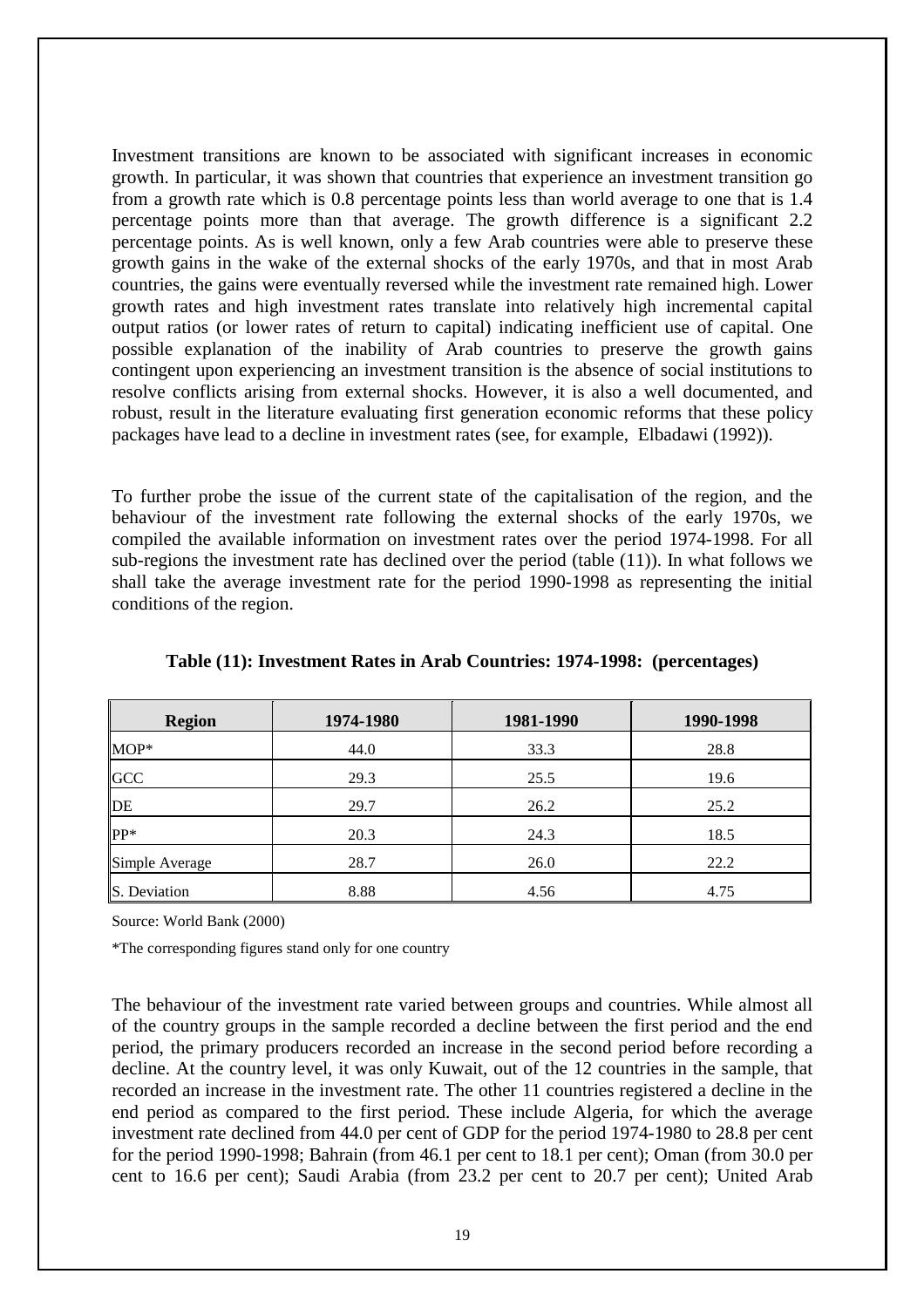Investment transitions are known to be associated with significant increases in economic growth. In particular, it was shown that countries that experience an investment transition go from a growth rate which is 0.8 percentage points less than world average to one that is 1.4 percentage points more than that average. The growth difference is a significant 2.2 percentage points. As is well known, only a few Arab countries were able to preserve these growth gains in the wake of the external shocks of the early 1970s, and that in most Arab countries, the gains were eventually reversed while the investment rate remained high. Lower growth rates and high investment rates translate into relatively high incremental capital output ratios (or lower rates of return to capital) indicating inefficient use of capital. One possible explanation of the inability of Arab countries to preserve the growth gains contingent upon experiencing an investment transition is the absence of social institutions to resolve conflicts arising from external shocks. However, it is also a well documented, and robust, result in the literature evaluating first generation economic reforms that these policy packages have lead to a decline in investment rates (see, for example, Elbadawi (1992)).

To further probe the issue of the current state of the capitalisation of the region, and the behaviour of the investment rate following the external shocks of the early 1970s, we compiled the available information on investment rates over the period 1974-1998. For all sub-regions the investment rate has declined over the period (table (11)). In what follows we shall take the average investment rate for the period 1990-1998 as representing the initial conditions of the region.

**Table (11): Investment Rates in Arab Countries: 1974-1998: (percentages)**

| Region | 1974-1980 | 1981-1990 | 1990-1998 |
|---|---|---|---|
| MOP* | 44.0 | 33.3 | 28.8 |
| GCC | 29.3 | 25.5 | 19.6 |
| DE | 29.7 | 26.2 | 25.2 |
| PP* | 20.3 | 24.3 | 18.5 |
| Simple Average | 28.7 | 26.0 | 22.2 |
| S. Deviation | 8.88 | 4.56 | 4.75 |

Source: World Bank (2000)

*The corresponding figures stand only for one country

The behaviour of the investment rate varied between groups and countries. While almost all of the country groups in the sample recorded a decline between the first period and the end period, the primary producers recorded an increase in the second period before recording a decline. At the country level, it was only Kuwait, out of the 12 countries in the sample, that recorded an increase in the investment rate. The other 11 countries registered a decline in the end period as compared to the first period. These include Algeria, for which the average investment rate declined from 44.0 per cent of GDP for the period 1974-1980 to 28.8 per cent for the period 1990-1998; Bahrain (from 46.1 per cent to 18.1 per cent); Oman (from 30.0 per cent to 16.6 per cent); Saudi Arabia (from 23.2 per cent to 20.7 per cent); United Arab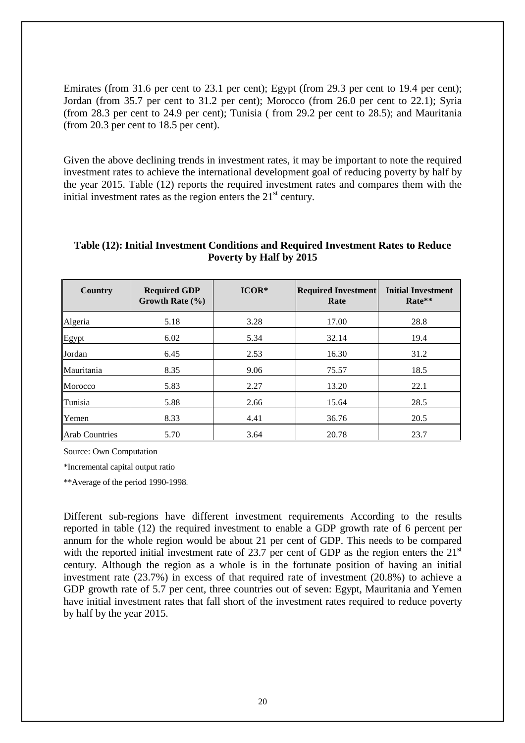Emirates (from 31.6 per cent to 23.1 per cent); Egypt (from 29.3 per cent to 19.4 per cent); Jordan (from 35.7 per cent to 31.2 per cent); Morocco (from 26.0 per cent to 22.1); Syria (from 28.3 per cent to 24.9 per cent); Tunisia ( from 29.2 per cent to 28.5); and Mauritania (from 20.3 per cent to 18.5 per cent).

Given the above declining trends in investment rates, it may be important to note the required investment rates to achieve the international development goal of reducing poverty by half by the year 2015. Table (12) reports the required investment rates and compares them with the initial investment rates as the region enters the 21st century.

**Table (12): Initial Investment Conditions and Required Investment Rates to Reduce Poverty by Half by 2015**

| Country | Required GDP Growth Rate (%) | ICOR* | Required Investment Rate | Initial Investment Rate** |
|---|---|---|---|---|
| Algeria | 5.18 | 3.28 | 17.00 | 28.8 |
| Egypt | 6.02 | 5.34 | 32.14 | 19.4 |
| Jordan | 6.45 | 2.53 | 16.30 | 31.2 |
| Mauritania | 8.35 | 9.06 | 75.57 | 18.5 |
| Morocco | 5.83 | 2.27 | 13.20 | 22.1 |
| Tunisia | 5.88 | 2.66 | 15.64 | 28.5 |
| Yemen | 8.33 | 4.41 | 36.76 | 20.5 |
| Arab Countries | 5.70 | 3.64 | 20.78 | 23.7 |

Source: Own Computation

*Incremental capital output ratio

**Average of the period 1990-1998.

Different sub-regions have different investment requirements According to the results reported in table (12) the required investment to enable a GDP growth rate of 6 percent per annum for the whole region would be about 21 per cent of GDP. This needs to be compared with the reported initial investment rate of 23.7 per cent of GDP as the region enters the 21st century. Although the region as a whole is in the fortunate position of having an initial investment rate (23.7%) in excess of that required rate of investment (20.8%) to achieve a GDP growth rate of 5.7 per cent, three countries out of seven: Egypt, Mauritania and Yemen have initial investment rates that fall short of the investment rates required to reduce poverty by half by the year 2015.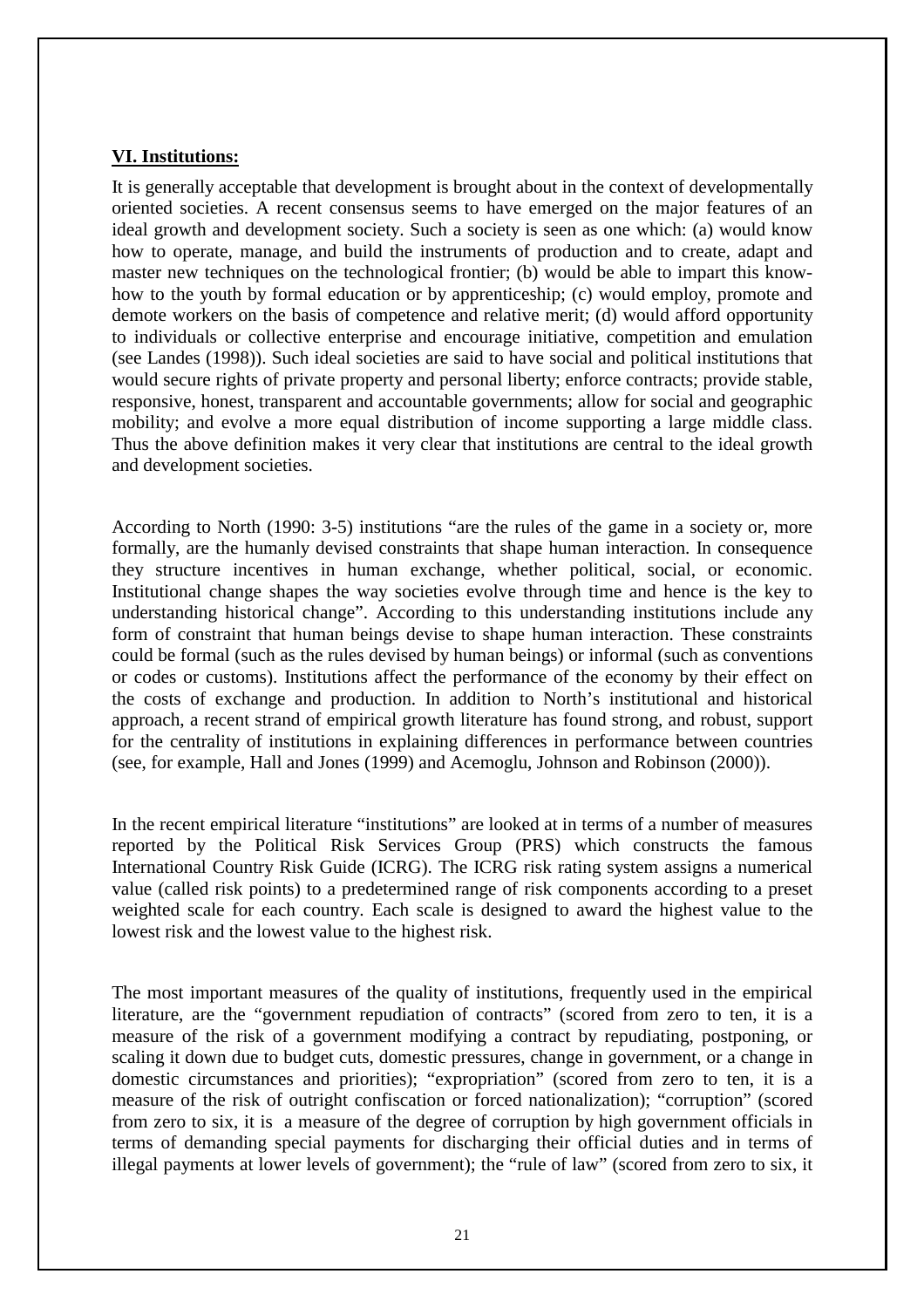## VI. Institutions:

It is generally acceptable that development is brought about in the context of developmentally oriented societies. A recent consensus seems to have emerged on the major features of an ideal growth and development society. Such a society is seen as one which: (a) would know how to operate, manage, and build the instruments of production and to create, adapt and master new techniques on the technological frontier; (b) would be able to impart this know-how to the youth by formal education or by apprenticeship; (c) would employ, promote and demote workers on the basis of competence and relative merit; (d) would afford opportunity to individuals or collective enterprise and encourage initiative, competition and emulation (see Landes (1998)). Such ideal societies are said to have social and political institutions that would secure rights of private property and personal liberty; enforce contracts; provide stable, responsive, honest, transparent and accountable governments; allow for social and geographic mobility; and evolve a more equal distribution of income supporting a large middle class. Thus the above definition makes it very clear that institutions are central to the ideal growth and development societies.

According to North (1990: 3-5) institutions "are the rules of the game in a society or, more formally, are the humanly devised constraints that shape human interaction. In consequence they structure incentives in human exchange, whether political, social, or economic. Institutional change shapes the way societies evolve through time and hence is the key to understanding historical change". According to this understanding institutions include any form of constraint that human beings devise to shape human interaction. These constraints could be formal (such as the rules devised by human beings) or informal (such as conventions or codes or customs). Institutions affect the performance of the economy by their effect on the costs of exchange and production. In addition to North's institutional and historical approach, a recent strand of empirical growth literature has found strong, and robust, support for the centrality of institutions in explaining differences in performance between countries (see, for example, Hall and Jones (1999) and Acemoglu, Johnson and Robinson (2000)).

In the recent empirical literature "institutions" are looked at in terms of a number of measures reported by the Political Risk Services Group (PRS) which constructs the famous International Country Risk Guide (ICRG). The ICRG risk rating system assigns a numerical value (called risk points) to a predetermined range of risk components according to a preset weighted scale for each country. Each scale is designed to award the highest value to the lowest risk and the lowest value to the highest risk.

The most important measures of the quality of institutions, frequently used in the empirical literature, are the "government repudiation of contracts" (scored from zero to ten, it is a measure of the risk of a government modifying a contract by repudiating, postponing, or scaling it down due to budget cuts, domestic pressures, change in government, or a change in domestic circumstances and priorities); "expropriation" (scored from zero to ten, it is a measure of the risk of outright confiscation or forced nationalization); "corruption" (scored from zero to six, it is a measure of the degree of corruption by high government officials in terms of demanding special payments for discharging their official duties and in terms of illegal payments at lower levels of government); the "rule of law" (scored from zero to six, it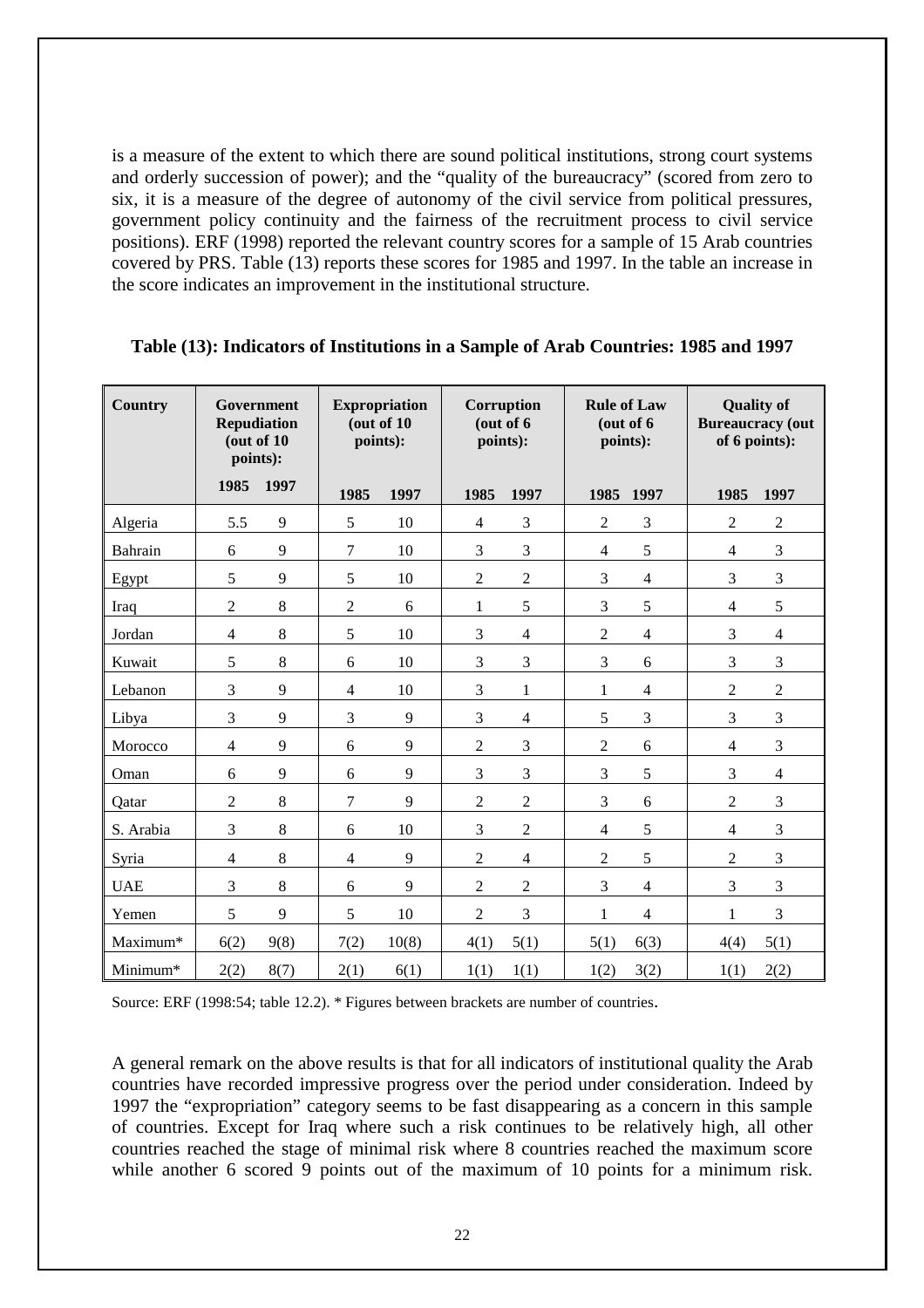is a measure of the extent to which there are sound political institutions, strong court systems and orderly succession of power); and the "quality of the bureaucracy" (scored from zero to six, it is a measure of the degree of autonomy of the civil service from political pressures, government policy continuity and the fairness of the recruitment process to civil service positions). ERF (1998) reported the relevant country scores for a sample of 15 Arab countries covered by PRS. Table (13) reports these scores for 1985 and 1997. In the table an increase in the score indicates an improvement in the institutional structure.

**Table (13): Indicators of Institutions in a Sample of Arab Countries: 1985 and 1997**

| Country | Government Repudiation (out of 10 points): | | Expropriation (out of 10 points): | | Corruption (out of 6 points): | | Rule of Law (out of 6 points): | | Quality of Bureaucracy (out of 6 points): | |
|---|---|---|---|---|---|---|---|---|---|---|
| | 1985 | 1997 | 1985 | 1997 | 1985 | 1997 | 1985 | 1997 | 1985 | 1997 |
| Algeria | 5.5 | 9 | 5 | 10 | 4 | 3 | 2 | 3 | 2 | 2 |
| Bahrain | 6 | 9 | 7 | 10 | 3 | 3 | 4 | 5 | 4 | 3 |
| Egypt | 5 | 9 | 5 | 10 | 2 | 2 | 3 | 4 | 3 | 3 |
| Iraq | 2 | 8 | 2 | 6 | 1 | 5 | 3 | 5 | 4 | 5 |
| Jordan | 4 | 8 | 5 | 10 | 3 | 4 | 2 | 4 | 3 | 4 |
| Kuwait | 5 | 8 | 6 | 10 | 3 | 3 | 3 | 6 | 3 | 3 |
| Lebanon | 3 | 9 | 4 | 10 | 3 | 1 | 1 | 4 | 2 | 2 |
| Libya | 3 | 9 | 3 | 9 | 3 | 4 | 5 | 3 | 3 | 3 |
| Morocco | 4 | 9 | 6 | 9 | 2 | 3 | 2 | 6 | 4 | 3 |
| Oman | 6 | 9 | 6 | 9 | 3 | 3 | 3 | 5 | 3 | 4 |
| Qatar | 2 | 8 | 7 | 9 | 2 | 2 | 3 | 6 | 2 | 3 |
| S. Arabia | 3 | 8 | 6 | 10 | 3 | 2 | 4 | 5 | 4 | 3 |
| Syria | 4 | 8 | 4 | 9 | 2 | 4 | 2 | 5 | 2 | 3 |
| UAE | 3 | 8 | 6 | 9 | 2 | 2 | 3 | 4 | 3 | 3 |
| Yemen | 5 | 9 | 5 | 10 | 2 | 3 | 1 | 4 | 1 | 3 |
| Maximum* | 6(2) | 9(8) | 7(2) | 10(8) | 4(1) | 5(1) | 5(1) | 6(3) | 4(4) | 5(1) |
| Minimum* | 2(2) | 8(7) | 2(1) | 6(1) | 1(1) | 1(1) | 1(2) | 3(2) | 1(1) | 2(2) |

Source: ERF (1998:54; table 12.2). * Figures between brackets are number of countries.

A general remark on the above results is that for all indicators of institutional quality the Arab countries have recorded impressive progress over the period under consideration. Indeed by 1997 the "expropriation" category seems to be fast disappearing as a concern in this sample of countries. Except for Iraq where such a risk continues to be relatively high, all other countries reached the stage of minimal risk where 8 countries reached the maximum score while another 6 scored 9 points out of the maximum of 10 points for a minimum risk.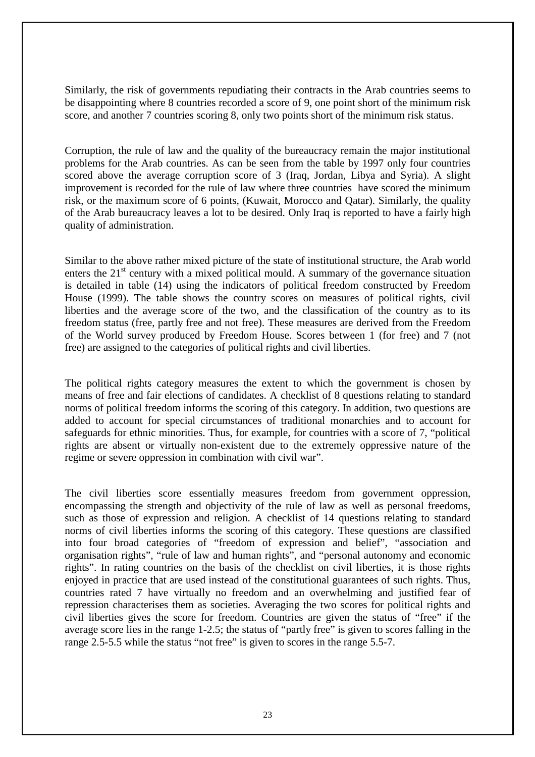Similarly, the risk of governments repudiating their contracts in the Arab countries seems to be disappointing where 8 countries recorded a score of 9, one point short of the minimum risk score, and another 7 countries scoring 8, only two points short of the minimum risk status.

Corruption, the rule of law and the quality of the bureaucracy remain the major institutional problems for the Arab countries. As can be seen from the table by 1997 only four countries scored above the average corruption score of 3 (Iraq, Jordan, Libya and Syria). A slight improvement is recorded for the rule of law where three countries have scored the minimum risk, or the maximum score of 6 points, (Kuwait, Morocco and Qatar). Similarly, the quality of the Arab bureaucracy leaves a lot to be desired. Only Iraq is reported to have a fairly high quality of administration.

Similar to the above rather mixed picture of the state of institutional structure, the Arab world enters the 21st century with a mixed political mould. A summary of the governance situation is detailed in table (14) using the indicators of political freedom constructed by Freedom House (1999). The table shows the country scores on measures of political rights, civil liberties and the average score of the two, and the classification of the country as to its freedom status (free, partly free and not free). These measures are derived from the Freedom of the World survey produced by Freedom House. Scores between 1 (for free) and 7 (not free) are assigned to the categories of political rights and civil liberties.

The political rights category measures the extent to which the government is chosen by means of free and fair elections of candidates. A checklist of 8 questions relating to standard norms of political freedom informs the scoring of this category. In addition, two questions are added to account for special circumstances of traditional monarchies and to account for safeguards for ethnic minorities. Thus, for example, for countries with a score of 7, "political rights are absent or virtually non-existent due to the extremely oppressive nature of the regime or severe oppression in combination with civil war".

The civil liberties score essentially measures freedom from government oppression, encompassing the strength and objectivity of the rule of law as well as personal freedoms, such as those of expression and religion. A checklist of 14 questions relating to standard norms of civil liberties informs the scoring of this category. These questions are classified into four broad categories of "freedom of expression and belief", "association and organisation rights", "rule of law and human rights", and "personal autonomy and economic rights". In rating countries on the basis of the checklist on civil liberties, it is those rights enjoyed in practice that are used instead of the constitutional guarantees of such rights. Thus, countries rated 7 have virtually no freedom and an overwhelming and justified fear of repression characterises them as societies. Averaging the two scores for political rights and civil liberties gives the score for freedom. Countries are given the status of "free" if the average score lies in the range 1-2.5; the status of "partly free" is given to scores falling in the range 2.5-5.5 while the status "not free" is given to scores in the range 5.5-7.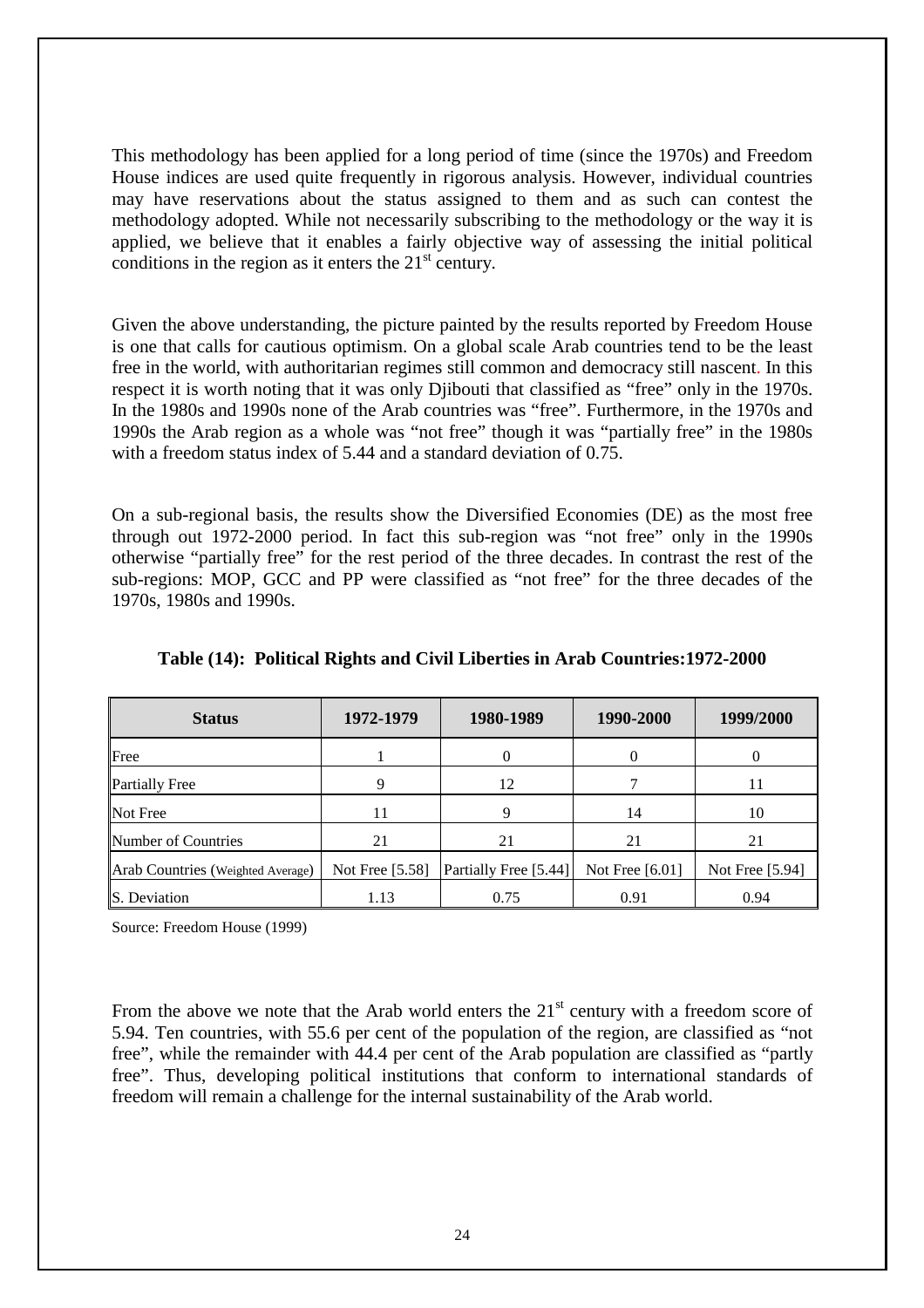This methodology has been applied for a long period of time (since the 1970s) and Freedom House indices are used quite frequently in rigorous analysis. However, individual countries may have reservations about the status assigned to them and as such can contest the methodology adopted. While not necessarily subscribing to the methodology or the way it is applied, we believe that it enables a fairly objective way of assessing the initial political conditions in the region as it enters the 21st century.

Given the above understanding, the picture painted by the results reported by Freedom House is one that calls for cautious optimism. On a global scale Arab countries tend to be the least free in the world, with authoritarian regimes still common and democracy still nascent. In this respect it is worth noting that it was only Djibouti that classified as "free" only in the 1970s. In the 1980s and 1990s none of the Arab countries was "free". Furthermore, in the 1970s and 1990s the Arab region as a whole was "not free" though it was "partially free" in the 1980s with a freedom status index of 5.44 and a standard deviation of 0.75.

On a sub-regional basis, the results show the Diversified Economies (DE) as the most free through out 1972-2000 period. In fact this sub-region was "not free" only in the 1990s otherwise "partially free" for the rest period of the three decades. In contrast the rest of the sub-regions: MOP, GCC and PP were classified as "not free" for the three decades of the 1970s, 1980s and 1990s.

**Table (14): Political Rights and Civil Liberties in Arab Countries:1972-2000**

| Status | 1972-1979 | 1980-1989 | 1990-2000 | 1999/2000 |
|---|---|---|---|---|
| Free | 1 | 0 | 0 | 0 |
| Partially Free | 9 | 12 | 7 | 11 |
| Not Free | 11 | 9 | 14 | 10 |
| Number of Countries | 21 | 21 | 21 | 21 |
| Arab Countries (Weighted Average) | Not Free [5.58] | Partially Free [5.44] | Not Free [6.01] | Not Free [5.94] |
| S. Deviation | 1.13 | 0.75 | 0.91 | 0.94 |

Source: Freedom House (1999)

From the above we note that the Arab world enters the 21st century with a freedom score of 5.94. Ten countries, with 55.6 per cent of the population of the region, are classified as "not free", while the remainder with 44.4 per cent of the Arab population are classified as "partly free". Thus, developing political institutions that conform to international standards of freedom will remain a challenge for the internal sustainability of the Arab world.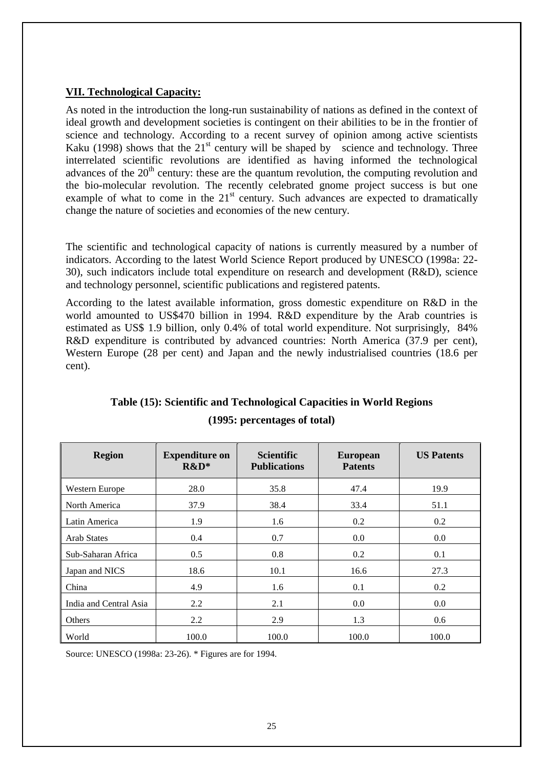## VII. Technological Capacity:

As noted in the introduction the long-run sustainability of nations as defined in the context of ideal growth and development societies is contingent on their abilities to be in the frontier of science and technology. According to a recent survey of opinion among active scientists Kaku (1998) shows that the 21st century will be shaped by science and technology. Three interrelated scientific revolutions are identified as having informed the technological advances of the 20th century: these are the quantum revolution, the computing revolution and the bio-molecular revolution. The recently celebrated gnome project success is but one example of what to come in the 21st century. Such advances are expected to dramatically change the nature of societies and economies of the new century.

The scientific and technological capacity of nations is currently measured by a number of indicators. According to the latest World Science Report produced by UNESCO (1998a: 22-30), such indicators include total expenditure on research and development (R&D), science and technology personnel, scientific publications and registered patents.

According to the latest available information, gross domestic expenditure on R&D in the world amounted to US$470 billion in 1994. R&D expenditure by the Arab countries is estimated as US$ 1.9 billion, only 0.4% of total world expenditure. Not surprisingly, 84% R&D expenditure is contributed by advanced countries: North America (37.9 per cent), Western Europe (28 per cent) and Japan and the newly industrialised countries (18.6 per cent).

**Table (15): Scientific and Technological Capacities in World Regions**

**(1995: percentages of total)**

| Region | Expenditure on R&D* | Scientific Publications | European Patents | US Patents |
|---|---|---|---|---|
| Western Europe | 28.0 | 35.8 | 47.4 | 19.9 |
| North America | 37.9 | 38.4 | 33.4 | 51.1 |
| Latin America | 1.9 | 1.6 | 0.2 | 0.2 |
| Arab States | 0.4 | 0.7 | 0.0 | 0.0 |
| Sub-Saharan Africa | 0.5 | 0.8 | 0.2 | 0.1 |
| Japan and NICS | 18.6 | 10.1 | 16.6 | 27.3 |
| China | 4.9 | 1.6 | 0.1 | 0.2 |
| India and Central Asia | 2.2 | 2.1 | 0.0 | 0.0 |
| Others | 2.2 | 2.9 | 1.3 | 0.6 |
| World | 100.0 | 100.0 | 100.0 | 100.0 |

Source: UNESCO (1998a: 23-26). * Figures are for 1994.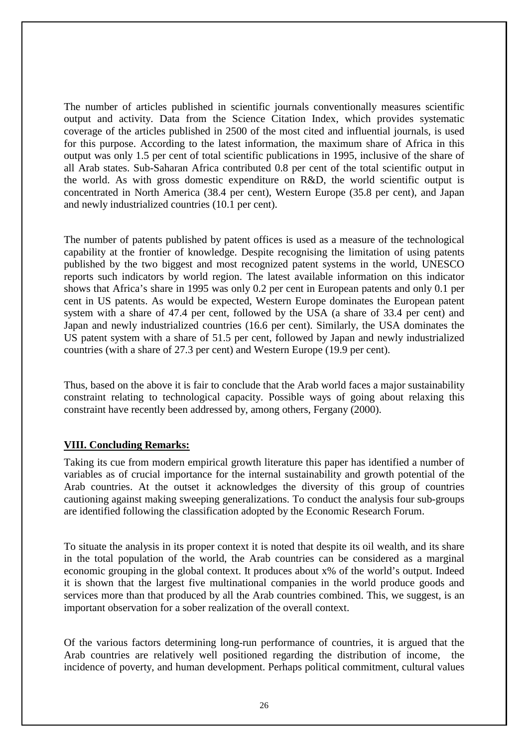The number of articles published in scientific journals conventionally measures scientific output and activity. Data from the Science Citation Index, which provides systematic coverage of the articles published in 2500 of the most cited and influential journals, is used for this purpose. According to the latest information, the maximum share of Africa in this output was only 1.5 per cent of total scientific publications in 1995, inclusive of the share of all Arab states. Sub-Saharan Africa contributed 0.8 per cent of the total scientific output in the world. As with gross domestic expenditure on R&D, the world scientific output is concentrated in North America (38.4 per cent), Western Europe (35.8 per cent), and Japan and newly industrialized countries (10.1 per cent).

The number of patents published by patent offices is used as a measure of the technological capability at the frontier of knowledge. Despite recognising the limitation of using patents published by the two biggest and most recognized patent systems in the world, UNESCO reports such indicators by world region. The latest available information on this indicator shows that Africa's share in 1995 was only 0.2 per cent in European patents and only 0.1 per cent in US patents. As would be expected, Western Europe dominates the European patent system with a share of 47.4 per cent, followed by the USA (a share of 33.4 per cent) and Japan and newly industrialized countries (16.6 per cent). Similarly, the USA dominates the US patent system with a share of 51.5 per cent, followed by Japan and newly industrialized countries (with a share of 27.3 per cent) and Western Europe (19.9 per cent).

Thus, based on the above it is fair to conclude that the Arab world faces a major sustainability constraint relating to technological capacity. Possible ways of going about relaxing this constraint have recently been addressed by, among others, Fergany (2000).

## VIII. Concluding Remarks:

Taking its cue from modern empirical growth literature this paper has identified a number of variables as of crucial importance for the internal sustainability and growth potential of the Arab countries. At the outset it acknowledges the diversity of this group of countries cautioning against making sweeping generalizations. To conduct the analysis four sub-groups are identified following the classification adopted by the Economic Research Forum.

To situate the analysis in its proper context it is noted that despite its oil wealth, and its share in the total population of the world, the Arab countries can be considered as a marginal economic grouping in the global context. It produces about x% of the world's output. Indeed it is shown that the largest five multinational companies in the world produce goods and services more than that produced by all the Arab countries combined. This, we suggest, is an important observation for a sober realization of the overall context.

Of the various factors determining long-run performance of countries, it is argued that the Arab countries are relatively well positioned regarding the distribution of income, the incidence of poverty, and human development. Perhaps political commitment, cultural values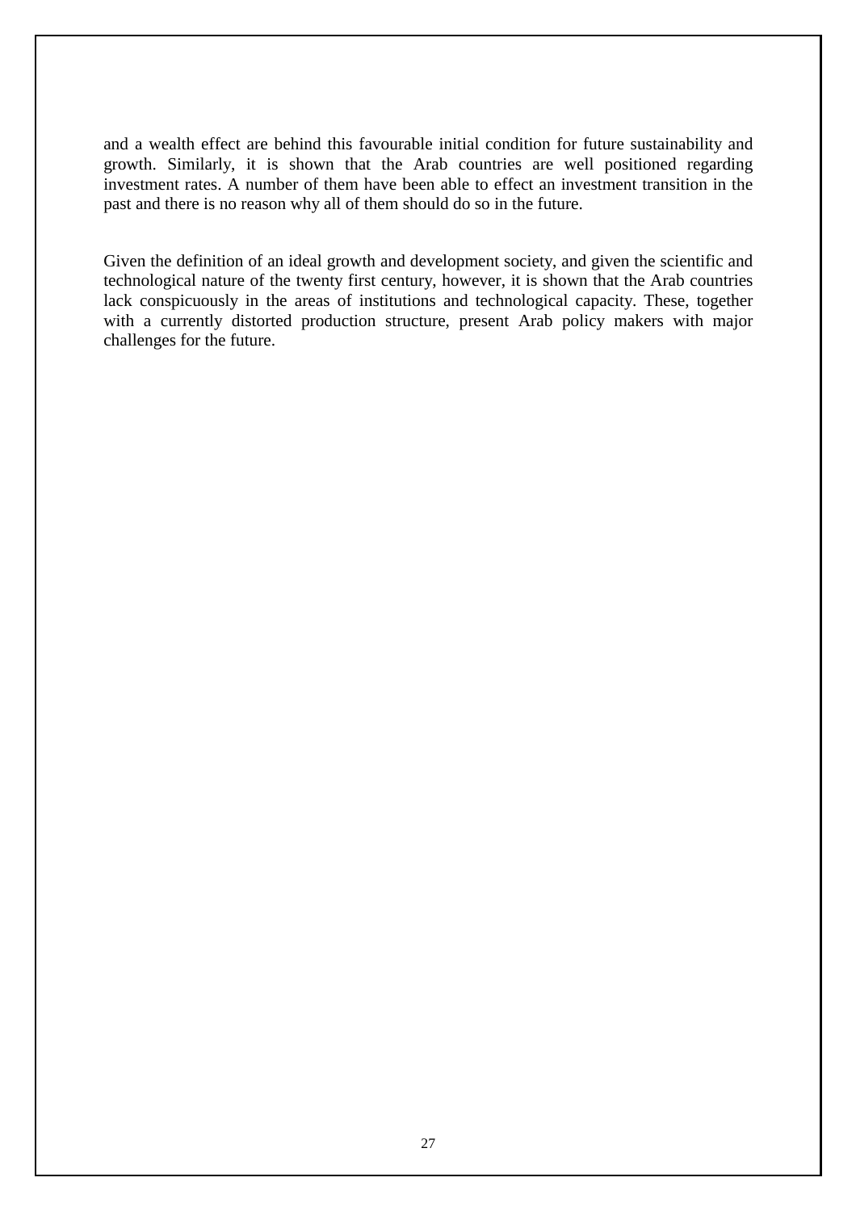and a wealth effect are behind this favourable initial condition for future sustainability and growth. Similarly, it is shown that the Arab countries are well positioned regarding investment rates. A number of them have been able to effect an investment transition in the past and there is no reason why all of them should do so in the future.

Given the definition of an ideal growth and development society, and given the scientific and technological nature of the twenty first century, however, it is shown that the Arab countries lack conspicuously in the areas of institutions and technological capacity. These, together with a currently distorted production structure, present Arab policy makers with major challenges for the future.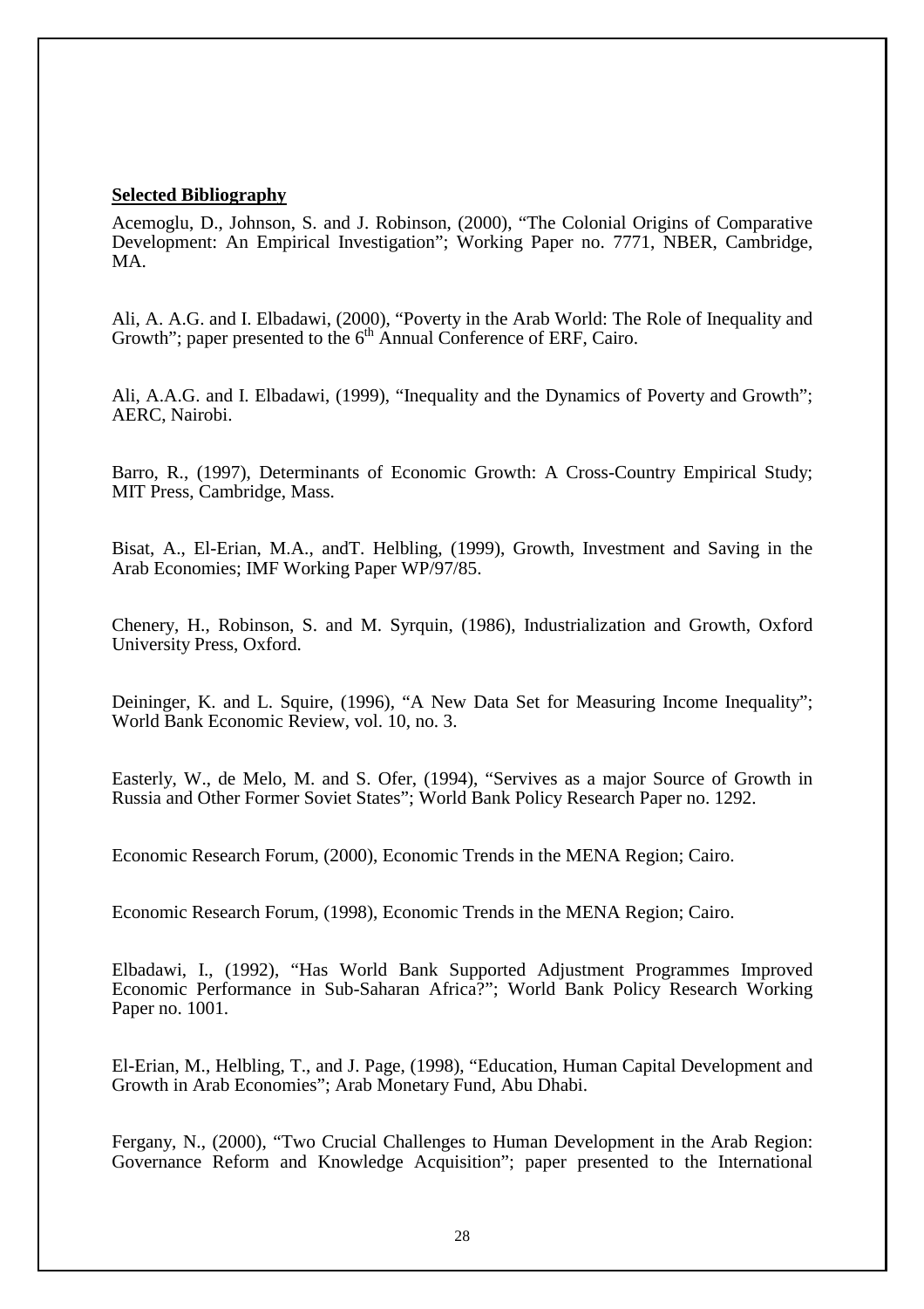**Selected Bibliography**

Acemoglu, D., Johnson, S. and J. Robinson, (2000), "The Colonial Origins of Comparative Development: An Empirical Investigation"; Working Paper no. 7771, NBER, Cambridge, MA.

Ali, A. A.G. and I. Elbadawi, (2000), "Poverty in the Arab World: The Role of Inequality and Growth"; paper presented to the 6th Annual Conference of ERF, Cairo.

Ali, A.A.G. and I. Elbadawi, (1999), "Inequality and the Dynamics of Poverty and Growth"; AERC, Nairobi.

Barro, R., (1997), Determinants of Economic Growth: A Cross-Country Empirical Study; MIT Press, Cambridge, Mass.

Bisat, A., El-Erian, M.A., andT. Helbling, (1999), Growth, Investment and Saving in the Arab Economies; IMF Working Paper WP/97/85.

Chenery, H., Robinson, S. and M. Syrquin, (1986), Industrialization and Growth, Oxford University Press, Oxford.

Deininger, K. and L. Squire, (1996), "A New Data Set for Measuring Income Inequality"; World Bank Economic Review, vol. 10, no. 3.

Easterly, W., de Melo, M. and S. Ofer, (1994), "Servives as a major Source of Growth in Russia and Other Former Soviet States"; World Bank Policy Research Paper no. 1292.

Economic Research Forum, (2000), Economic Trends in the MENA Region; Cairo.

Economic Research Forum, (1998), Economic Trends in the MENA Region; Cairo.

Elbadawi, I., (1992), "Has World Bank Supported Adjustment Programmes Improved Economic Performance in Sub-Saharan Africa?"; World Bank Policy Research Working Paper no. 1001.

El-Erian, M., Helbling, T., and J. Page, (1998), "Education, Human Capital Development and Growth in Arab Economies"; Arab Monetary Fund, Abu Dhabi.

Fergany, N., (2000), "Two Crucial Challenges to Human Development in the Arab Region: Governance Reform and Knowledge Acquisition"; paper presented to the International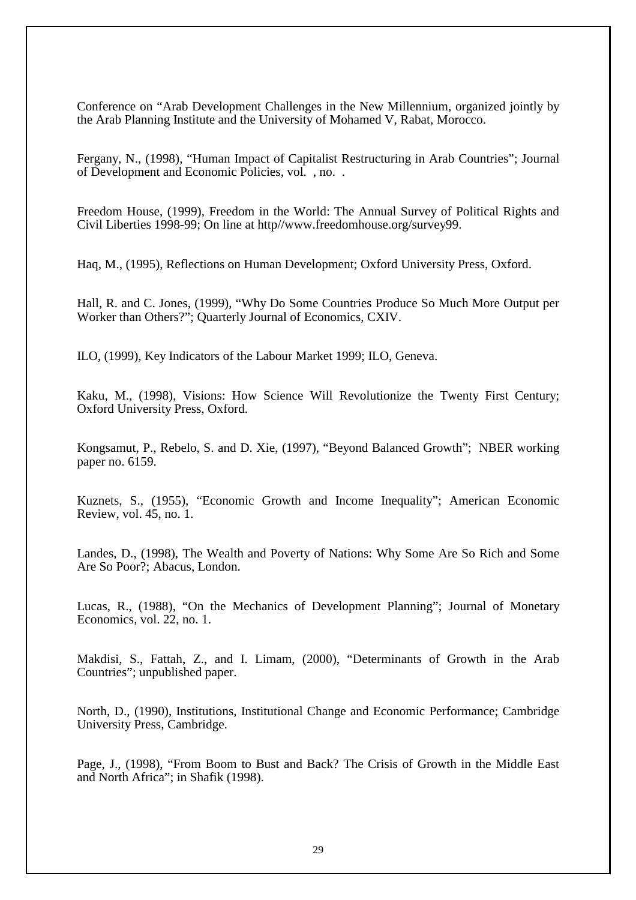Conference on “Arab Development Challenges in the New Millennium, organized jointly by the Arab Planning Institute and the University of Mohamed V, Rabat, Morocco.

Fergany, N., (1998), “Human Impact of Capitalist Restructuring in Arab Countries”; Journal of Development and Economic Policies, vol. , no. .

Freedom House, (1999), Freedom in the World: The Annual Survey of Political Rights and Civil Liberties 1998-99; On line at http//www.freedomhouse.org/survey99.

Haq, M., (1995), Reflections on Human Development; Oxford University Press, Oxford.

Hall, R. and C. Jones, (1999), “Why Do Some Countries Produce So Much More Output per Worker than Others?”; Quarterly Journal of Economics, CXIV.

ILO, (1999), Key Indicators of the Labour Market 1999; ILO, Geneva.

Kaku, M., (1998), Visions: How Science Will Revolutionize the Twenty First Century; Oxford University Press, Oxford.

Kongsamut, P., Rebelo, S. and D. Xie, (1997), “Beyond Balanced Growth”; NBER working paper no. 6159.

Kuznets, S., (1955), “Economic Growth and Income Inequality”; American Economic Review, vol. 45, no. 1.

Landes, D., (1998), The Wealth and Poverty of Nations: Why Some Are So Rich and Some Are So Poor?; Abacus, London.

Lucas, R., (1988), “On the Mechanics of Development Planning”; Journal of Monetary Economics, vol. 22, no. 1.

Makdisi, S., Fattah, Z., and I. Limam, (2000), “Determinants of Growth in the Arab Countries”; unpublished paper.

North, D., (1990), Institutions, Institutional Change and Economic Performance; Cambridge University Press, Cambridge.

Page, J., (1998), “From Boom to Bust and Back? The Crisis of Growth in the Middle East and North Africa”; in Shafik (1998).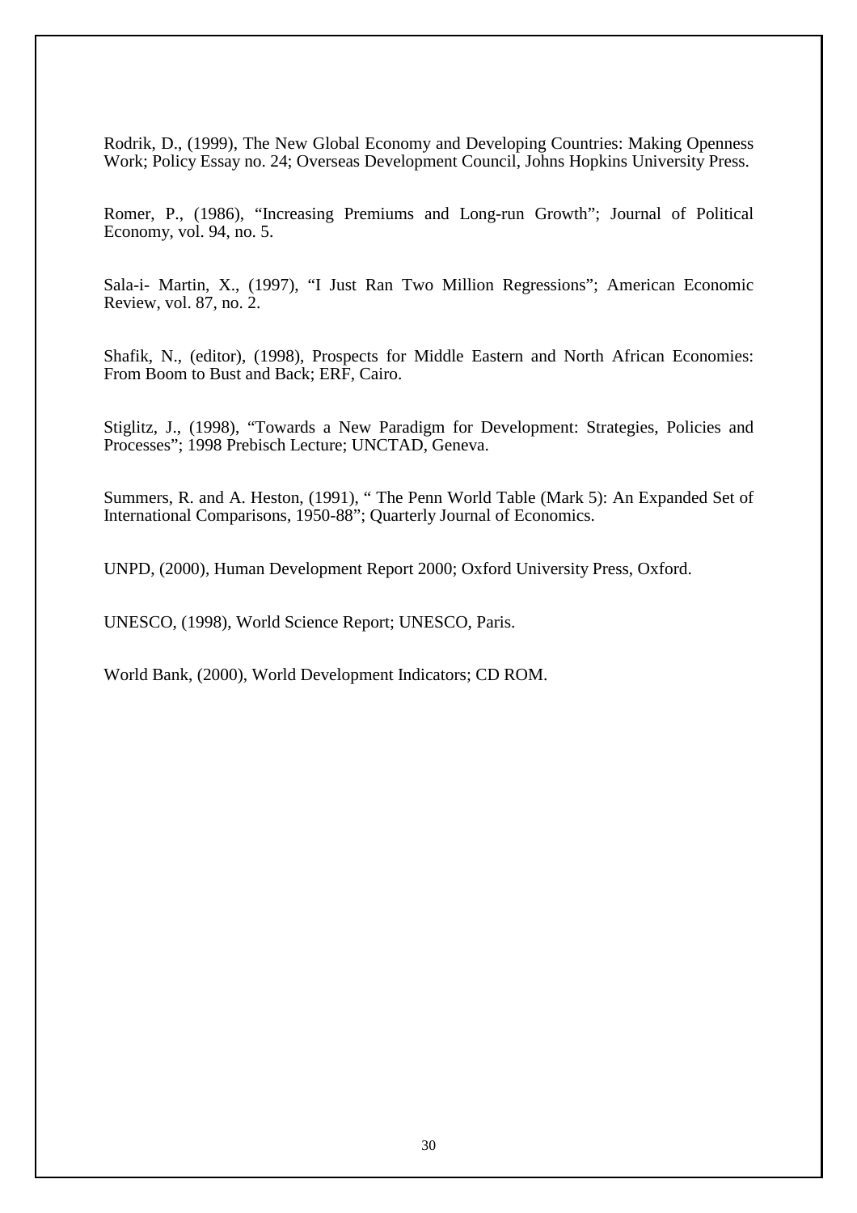Rodrik, D., (1999), The New Global Economy and Developing Countries: Making Openness Work; Policy Essay no. 24; Overseas Development Council, Johns Hopkins University Press.

Romer, P., (1986), "Increasing Premiums and Long-run Growth"; Journal of Political Economy, vol. 94, no. 5.

Sala-i- Martin, X., (1997), "I Just Ran Two Million Regressions"; American Economic Review, vol. 87, no. 2.

Shafik, N., (editor), (1998), Prospects for Middle Eastern and North African Economies: From Boom to Bust and Back; ERF, Cairo.

Stiglitz, J., (1998), "Towards a New Paradigm for Development: Strategies, Policies and Processes"; 1998 Prebisch Lecture; UNCTAD, Geneva.

Summers, R. and A. Heston, (1991), " The Penn World Table (Mark 5): An Expanded Set of International Comparisons, 1950-88"; Quarterly Journal of Economics.

UNPD, (2000), Human Development Report 2000; Oxford University Press, Oxford.

UNESCO, (1998), World Science Report; UNESCO, Paris.

World Bank, (2000), World Development Indicators; CD ROM.